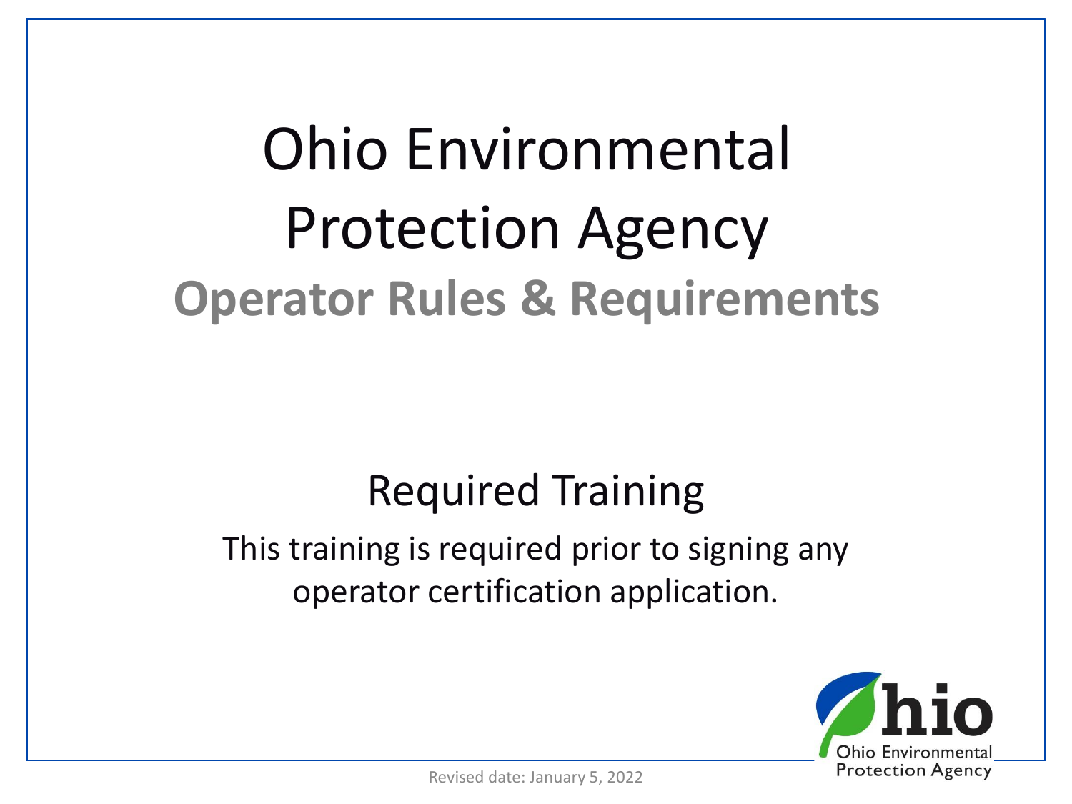# Ohio Environmental Protection Agency

## Operator Rules & Requirements

### Required Training

This training is required prior to signing any operator certification application.

Revised date: January 5, 2022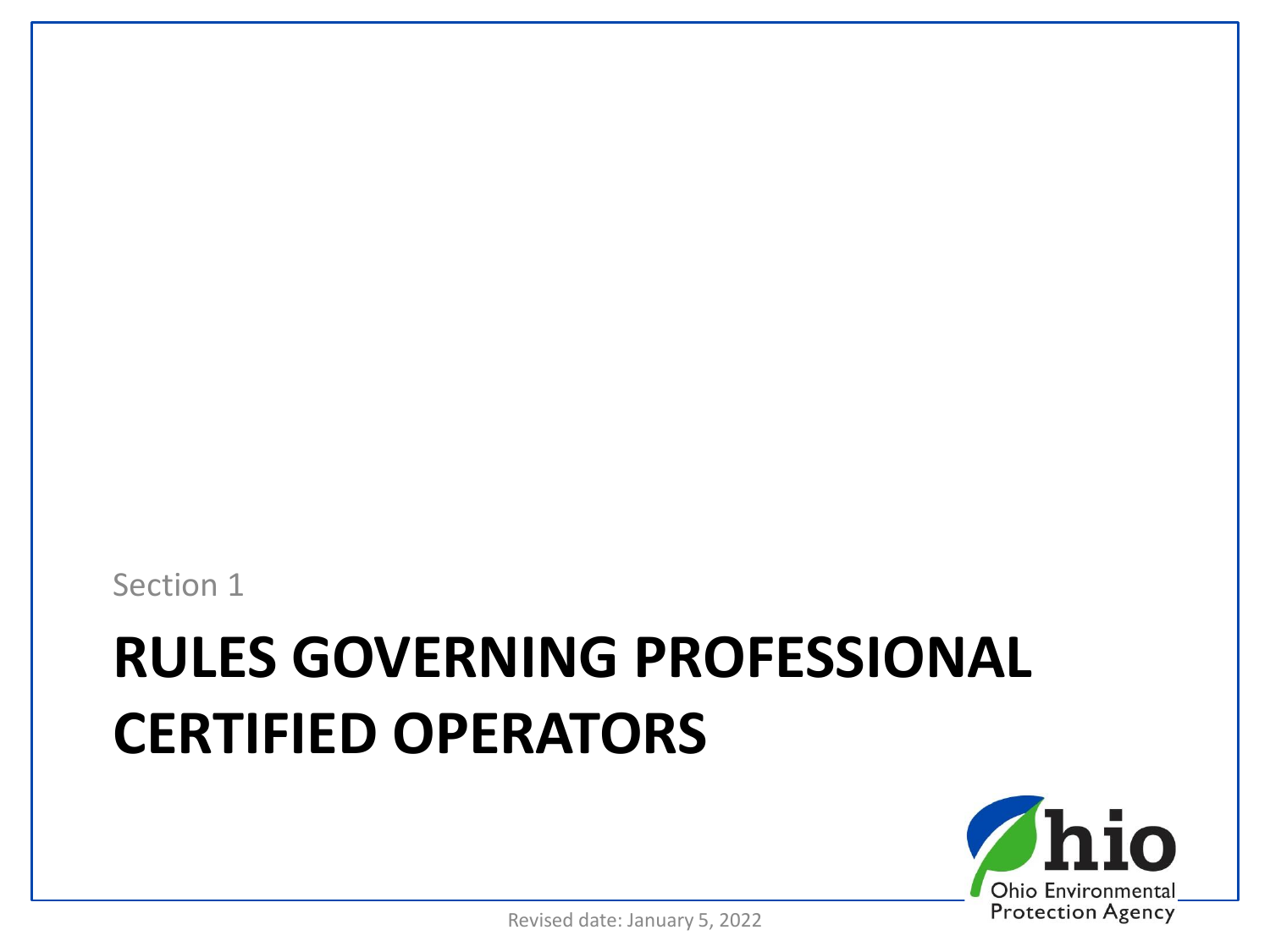Section 1

# RULES GOVERNING PROFESSIONAL CERTIFIED OPERATORS

Revised date: January 5, 2022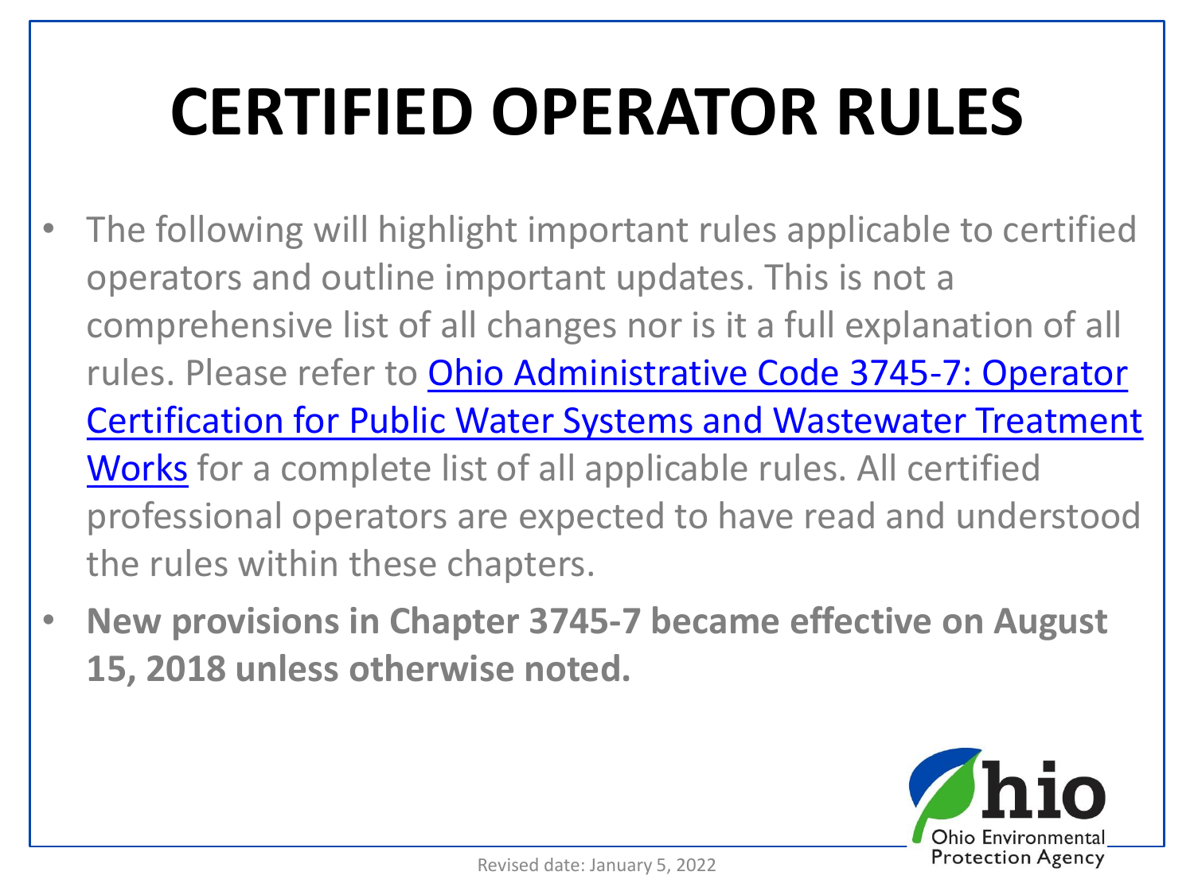# CERTIFIED OPERATOR RULES

- The following will highlight important rules applicable to certified operators and outline important updates. This is not a comprehensive list of all changes nor is it a full explanation of all rules. Please refer to Ohio Administrative Code 3745-7: Operator Certification for Public Water Systems and Wastewater Treatment Works for a complete list of all applicable rules. All certified professional operators are expected to have read and understood the rules within these chapters.
- **New provisions in Chapter 3745-7 became effective on August 15, 2018 unless otherwise noted.**

Revised date: January 5, 2022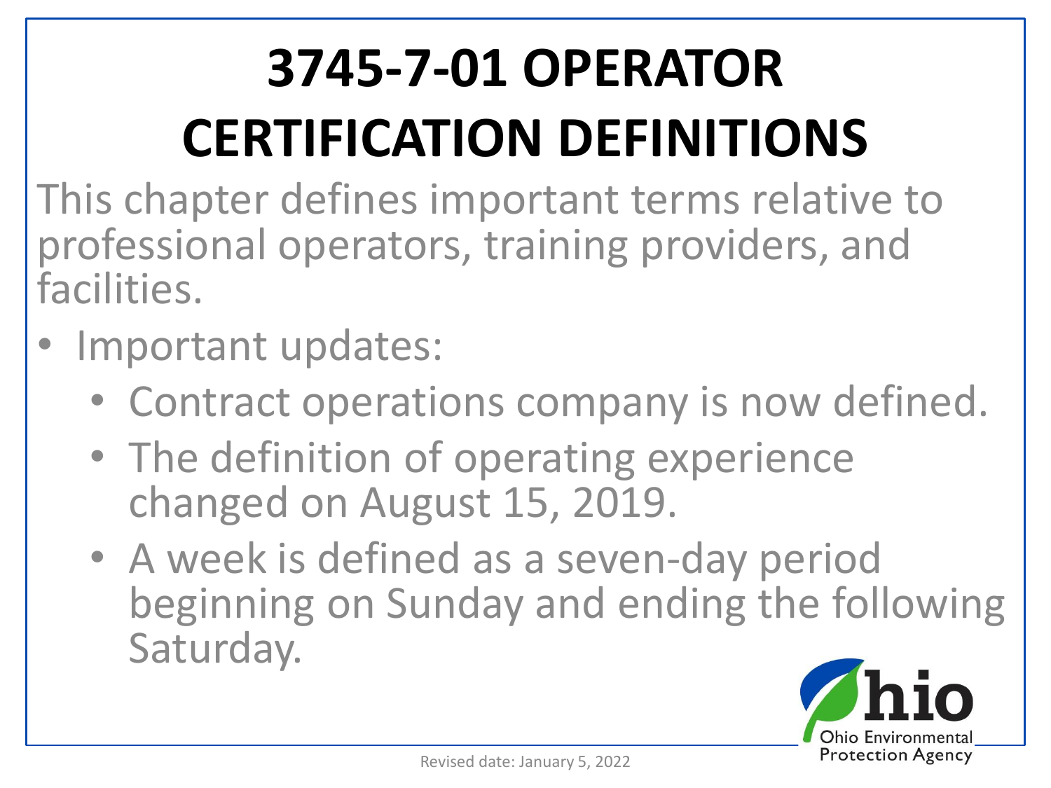# 3745-7-01 OPERATOR CERTIFICATION DEFINITIONS

This chapter defines important terms relative to professional operators, training providers, and facilities.

- Important updates:
  - Contract operations company is now defined.
  - The definition of operating experience changed on August 15, 2019.
  - A week is defined as a seven-day period beginning on Sunday and ending the following Saturday.

Ohio Environmental Protection Agency

Revised date: January 5, 2022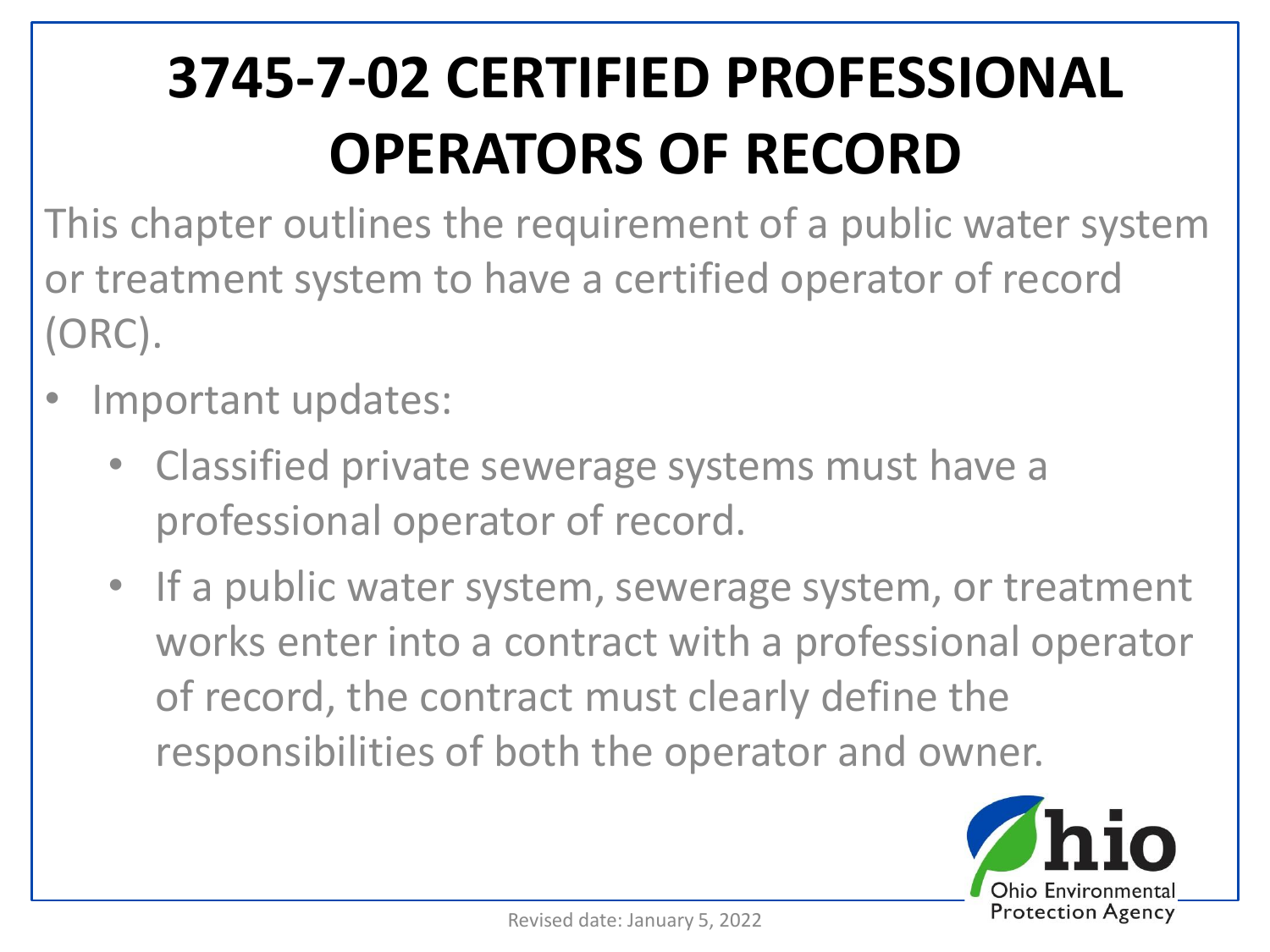# 3745-7-02 CERTIFIED PROFESSIONAL OPERATORS OF RECORD

This chapter outlines the requirement of a public water system or treatment system to have a certified operator of record (ORC).

- Important updates:
  - Classified private sewerage systems must have a professional operator of record.
  - If a public water system, sewerage system, or treatment works enter into a contract with a professional operator of record, the contract must clearly define the responsibilities of both the operator and owner.

Revised date: January 5, 2022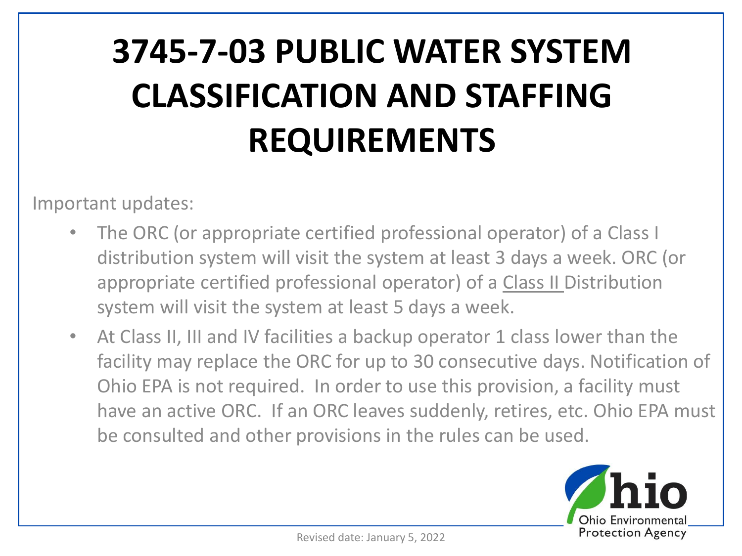# 3745-7-03 PUBLIC WATER SYSTEM CLASSIFICATION AND STAFFING REQUIREMENTS

Important updates:

- The ORC (or appropriate certified professional operator) of a Class I distribution system will visit the system at least 3 days a week. ORC (or appropriate certified professional operator) of a <u>Class II</u> Distribution system will visit the system at least 5 days a week.
- At Class II, III and IV facilities a backup operator 1 class lower than the facility may replace the ORC for up to 30 consecutive days. Notification of Ohio EPA is not required. In order to use this provision, a facility must have an active ORC. If an ORC leaves suddenly, retires, etc. Ohio EPA must be consulted and other provisions in the rules can be used.

Revised date: January 5, 2022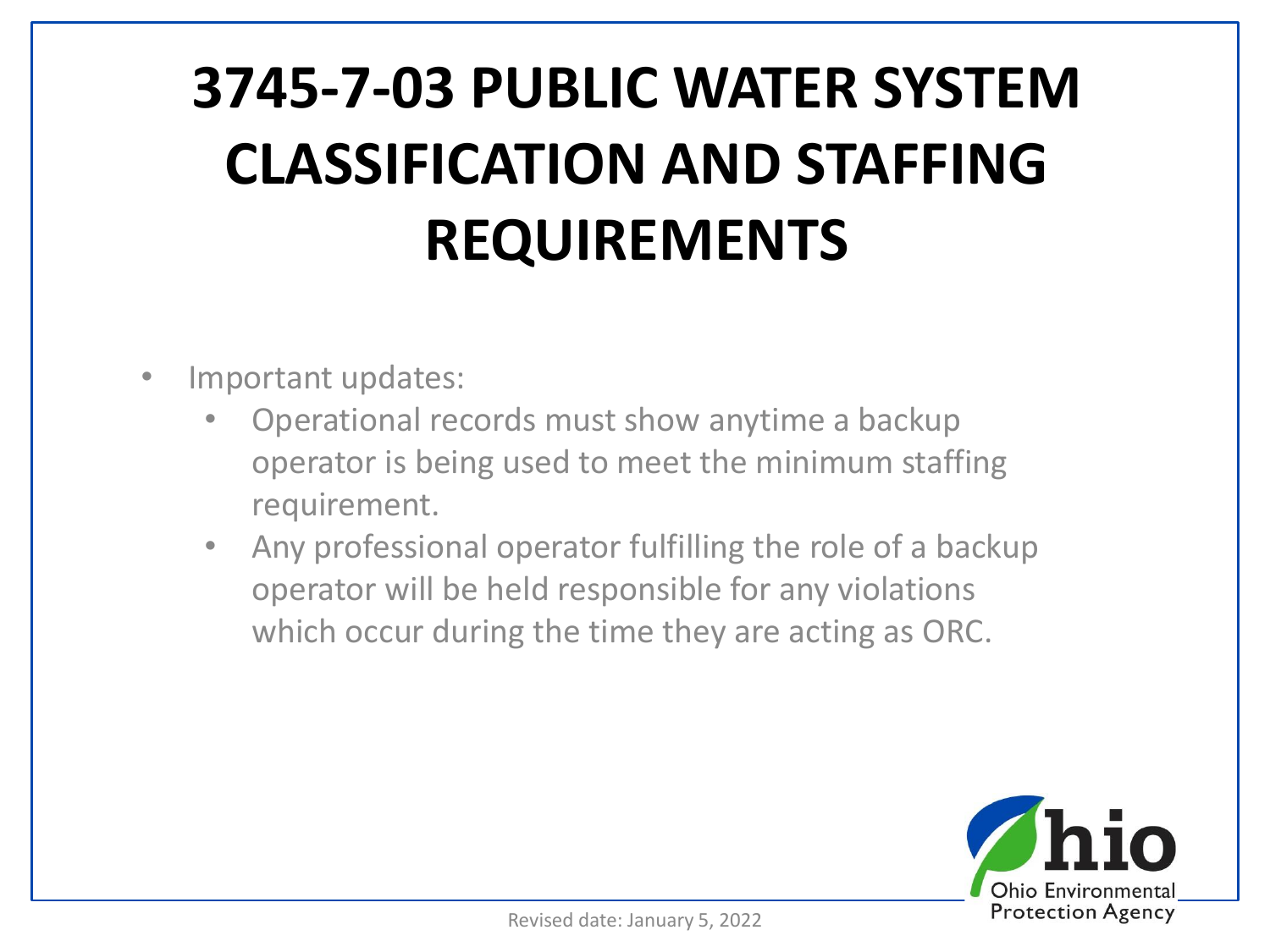# 3745-7-03 PUBLIC WATER SYSTEM CLASSIFICATION AND STAFFING REQUIREMENTS

- Important updates:
  - Operational records must show anytime a backup operator is being used to meet the minimum staffing requirement.
  - Any professional operator fulfilling the role of a backup operator will be held responsible for any violations which occur during the time they are acting as ORC.

Revised date: January 5, 2022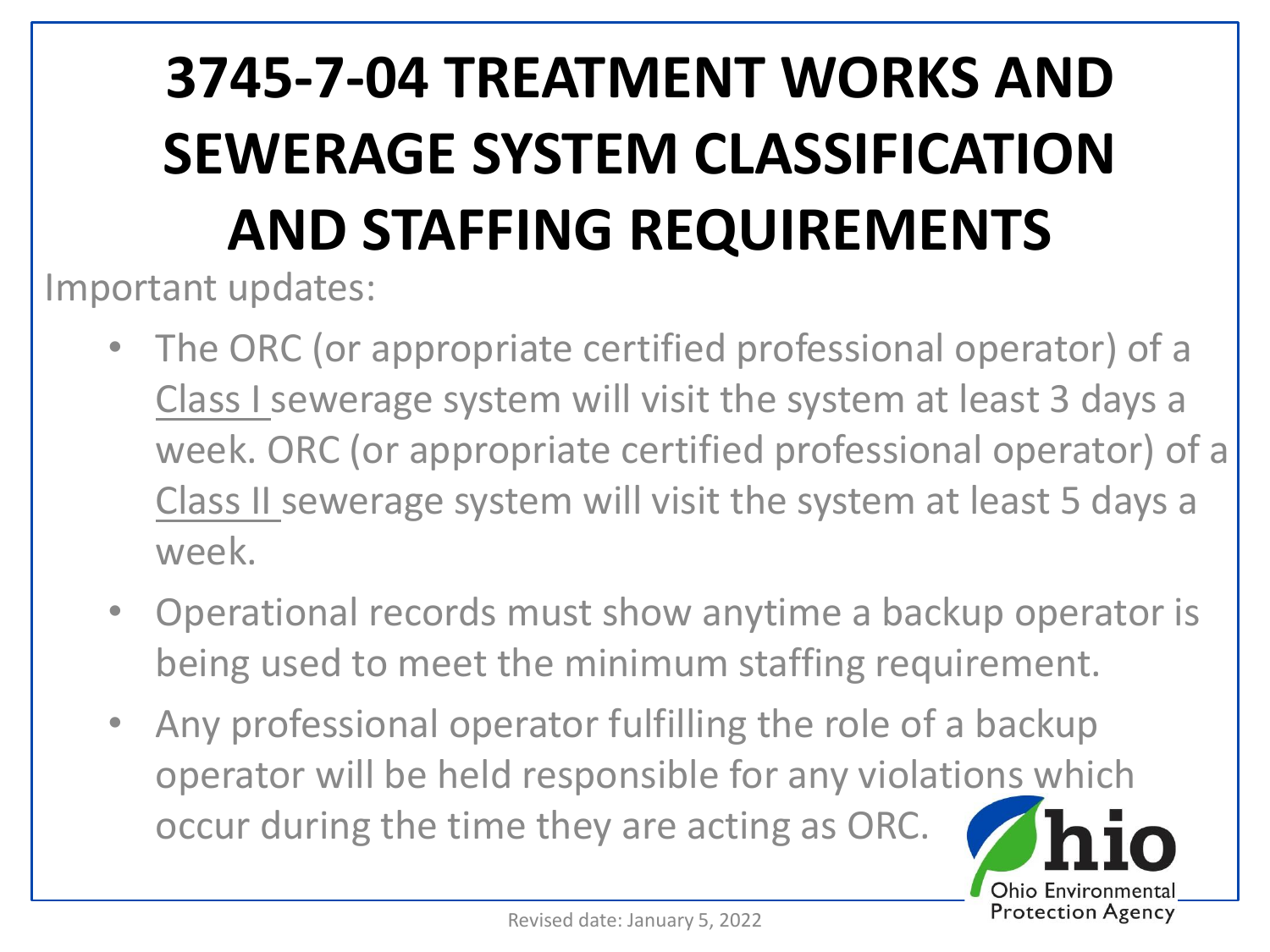# 3745-7-04 TREATMENT WORKS AND SEWERAGE SYSTEM CLASSIFICATION AND STAFFING REQUIREMENTS

Important updates:

- The ORC (or appropriate certified professional operator) of a Class I sewerage system will visit the system at least 3 days a week. ORC (or appropriate certified professional operator) of a Class II sewerage system will visit the system at least 5 days a week.
- Operational records must show anytime a backup operator is being used to meet the minimum staffing requirement.
- Any professional operator fulfilling the role of a backup operator will be held responsible for any violations which occur during the time they are acting as ORC.

Revised date: January 5, 2022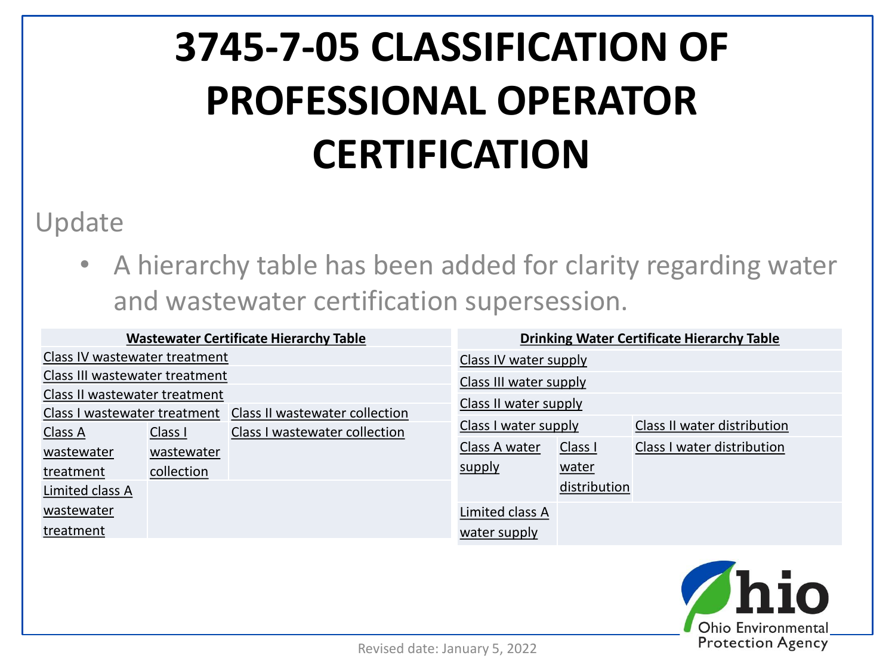# 3745-7-05 CLASSIFICATION OF PROFESSIONAL OPERATOR CERTIFICATION

Update

- A hierarchy table has been added for clarity regarding water and wastewater certification supersession.

| Wastewater Certificate Hierarchy Table | | |
|---|---|---|
| Class IV wastewater treatment | | |
| Class III wastewater treatment | | |
| Class II wastewater treatment | | |
| Class I wastewater treatment | | Class II wastewater collection |
| Class A wastewater treatment | Class I wastewater collection | Class I wastewater collection |
| Limited class A wastewater treatment | | |

| Drinking Water Certificate Hierarchy Table | | |
|---|---|---|
| Class IV water supply | | |
| Class III water supply | | |
| Class II water supply | | |
| Class I water supply | | Class II water distribution |
| Class A water supply | Class I water distribution | Class I water distribution |
| Limited class A water supply | | |

Revised date: January 5, 2022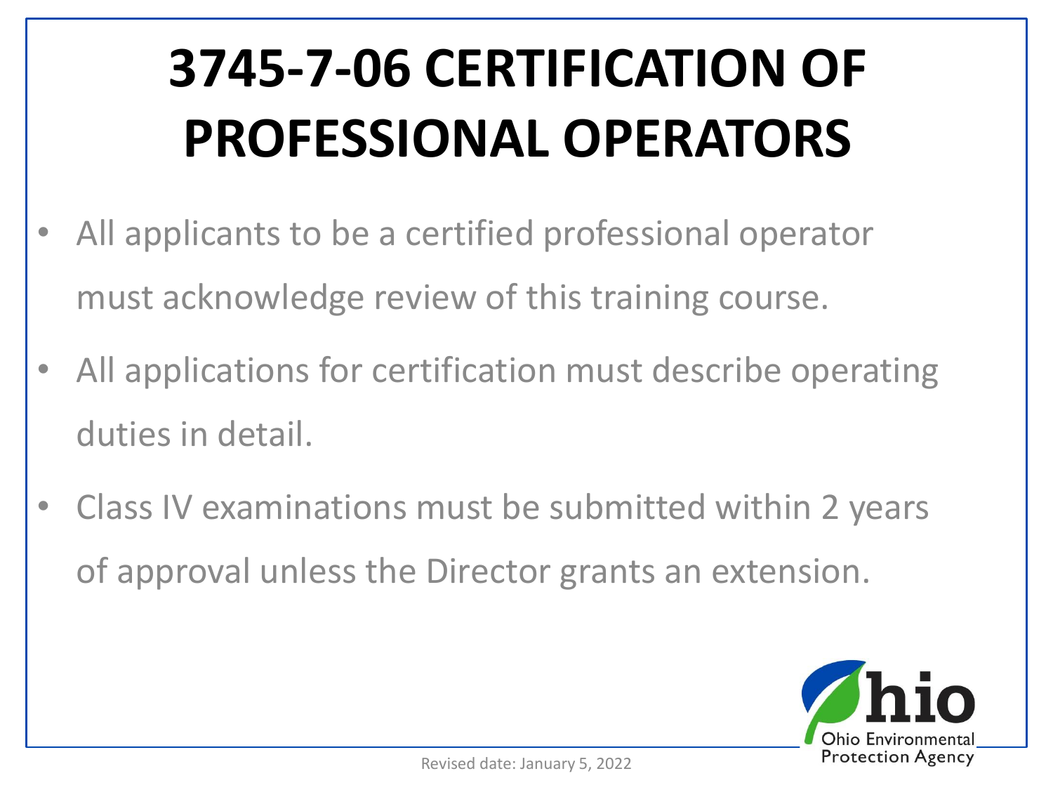# 3745-7-06 CERTIFICATION OF PROFESSIONAL OPERATORS

- All applicants to be a certified professional operator must acknowledge review of this training course.
- All applications for certification must describe operating duties in detail.
- Class IV examinations must be submitted within 2 years of approval unless the Director grants an extension.

Revised date: January 5, 2022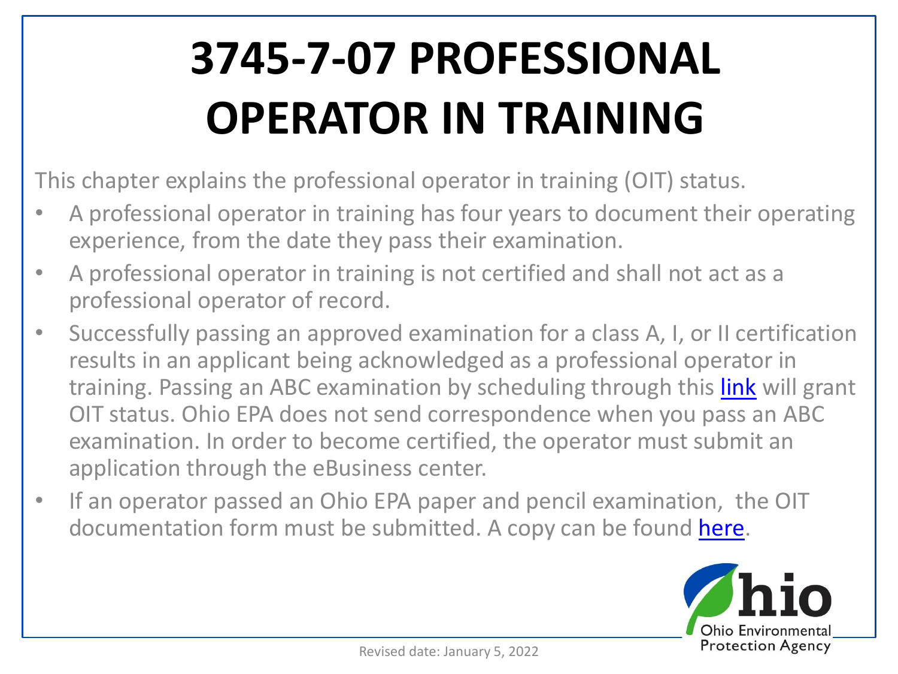# 3745-7-07 PROFESSIONAL OPERATOR IN TRAINING

This chapter explains the professional operator in training (OIT) status.

- A professional operator in training has four years to document their operating experience, from the date they pass their examination.
- A professional operator in training is not certified and shall not act as a professional operator of record.
- Successfully passing an approved examination for a class A, I, or II certification results in an applicant being acknowledged as a professional operator in training. Passing an ABC examination by scheduling through this link will grant OIT status. Ohio EPA does not send correspondence when you pass an ABC examination. In order to become certified, the operator must submit an application through the eBusiness center.
- If an operator passed an Ohio EPA paper and pencil examination, the OIT documentation form must be submitted. A copy can be found here.

Revised date: January 5, 2022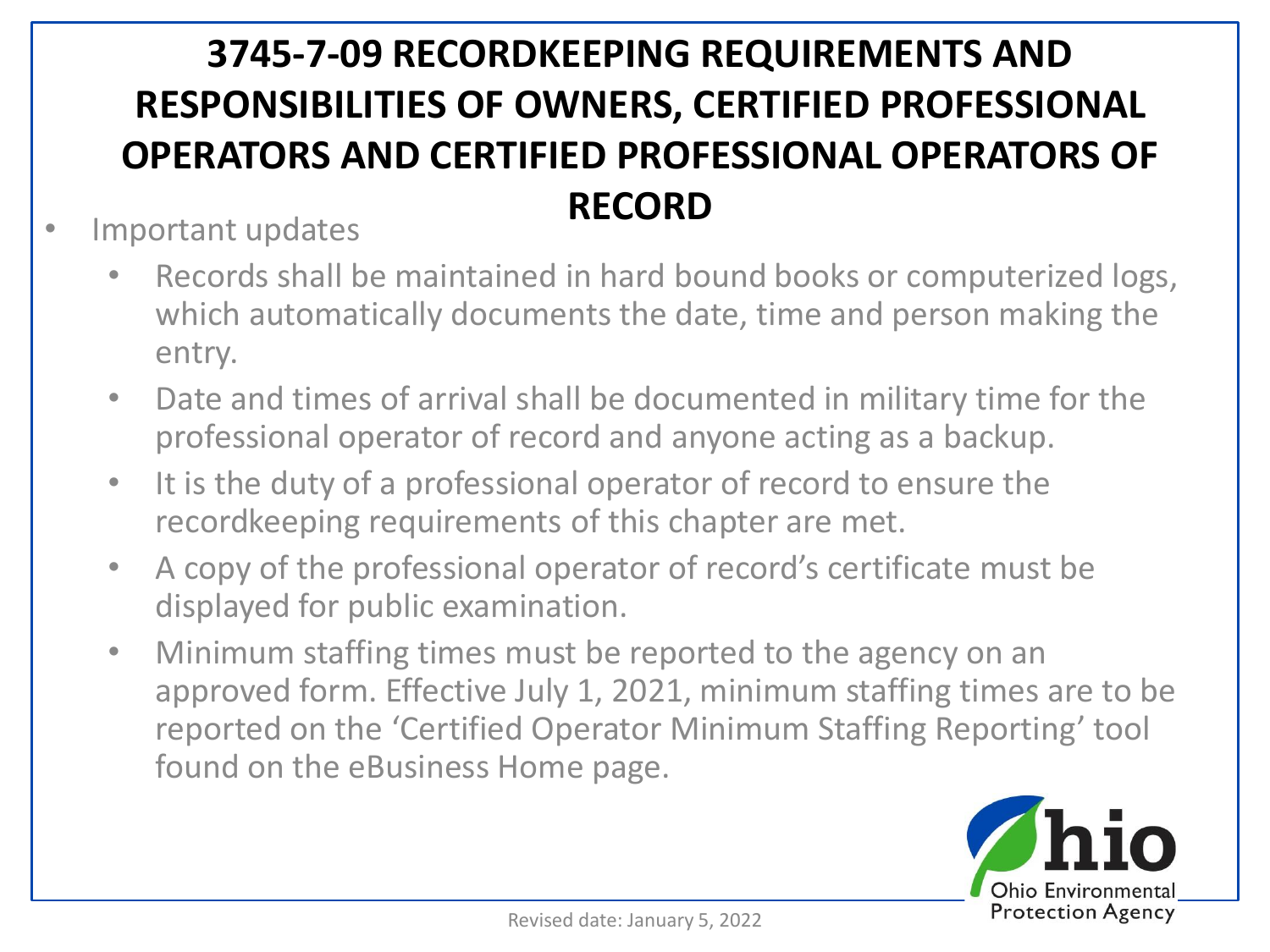# 3745-7-09 RECORDKEEPING REQUIREMENTS AND RESPONSIBILITIES OF OWNERS, CERTIFIED PROFESSIONAL OPERATORS AND CERTIFIED PROFESSIONAL OPERATORS OF RECORD

- Important updates
  - Records shall be maintained in hard bound books or computerized logs, which automatically documents the date, time and person making the entry.
  - Date and times of arrival shall be documented in military time for the professional operator of record and anyone acting as a backup.
  - It is the duty of a professional operator of record to ensure the recordkeeping requirements of this chapter are met.
  - A copy of the professional operator of record's certificate must be displayed for public examination.
  - Minimum staffing times must be reported to the agency on an approved form. Effective July 1, 2021, minimum staffing times are to be reported on the 'Certified Operator Minimum Staffing Reporting' tool found on the eBusiness Home page.

Revised date: January 5, 2022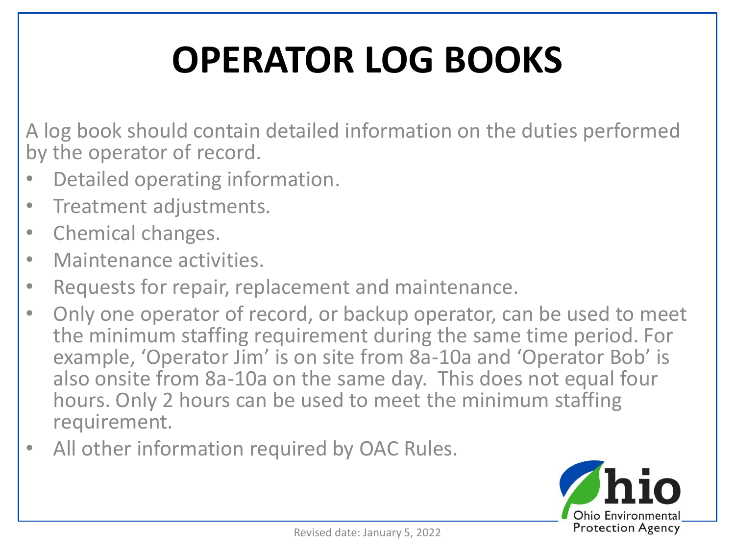# OPERATOR LOG BOOKS

A log book should contain detailed information on the duties performed by the operator of record.

- Detailed operating information.
- Treatment adjustments.
- Chemical changes.
- Maintenance activities.
- Requests for repair, replacement and maintenance.
- Only one operator of record, or backup operator, can be used to meet the minimum staffing requirement during the same time period. For example, 'Operator Jim' is on site from 8a-10a and 'Operator Bob' is also onsite from 8a-10a on the same day. This does not equal four hours. Only 2 hours can be used to meet the minimum staffing requirement.
- All other information required by OAC Rules.

Revised date: January 5, 2022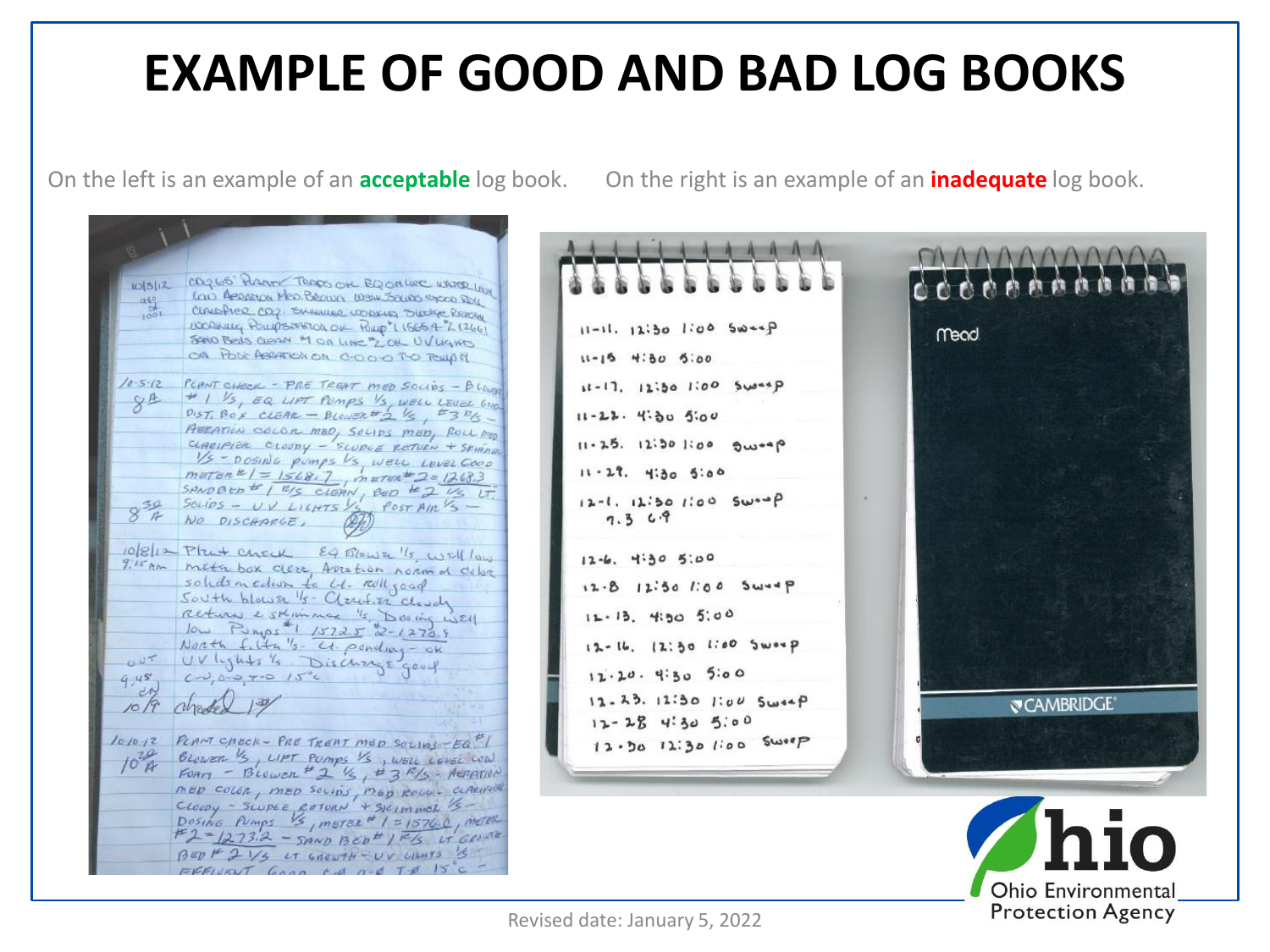# EXAMPLE OF GOOD AND BAD LOG BOOKS

On the left is an example of an **acceptable** log book.

On the right is an example of an **inadequate** log book.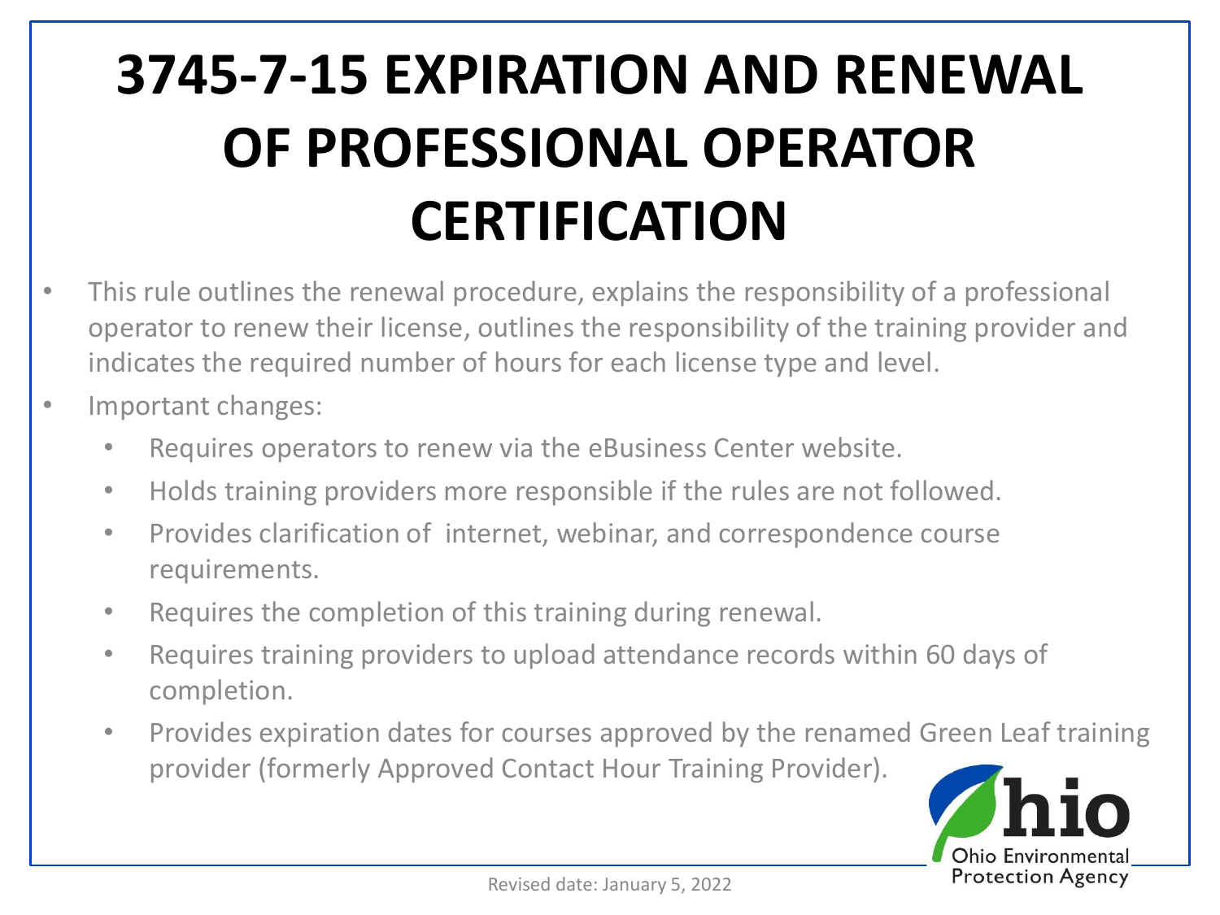# 3745-7-15 EXPIRATION AND RENEWAL OF PROFESSIONAL OPERATOR CERTIFICATION

- This rule outlines the renewal procedure, explains the responsibility of a professional operator to renew their license, outlines the responsibility of the training provider and indicates the required number of hours for each license type and level.
- Important changes:
  - Requires operators to renew via the eBusiness Center website.
  - Holds training providers more responsible if the rules are not followed.
  - Provides clarification of internet, webinar, and correspondence course requirements.
  - Requires the completion of this training during renewal.
  - Requires training providers to upload attendance records within 60 days of completion.
  - Provides expiration dates for courses approved by the renamed Green Leaf training provider (formerly Approved Contact Hour Training Provider).

Revised date: January 5, 2022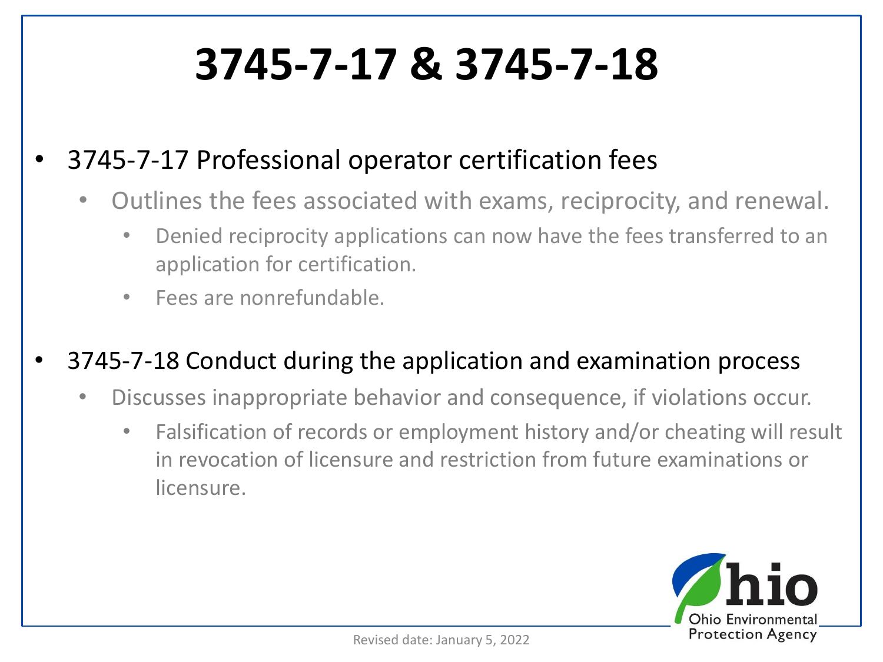# 3745-7-17 & 3745-7-18

- 3745-7-17 Professional operator certification fees
  - Outlines the fees associated with exams, reciprocity, and renewal.
    - Denied reciprocity applications can now have the fees transferred to an application for certification.
    - Fees are nonrefundable.
- 3745-7-18 Conduct during the application and examination process
  - Discusses inappropriate behavior and consequence, if violations occur.
    - Falsification of records or employment history and/or cheating will result in revocation of licensure and restriction from future examinations or licensure.

Revised date: January 5, 2022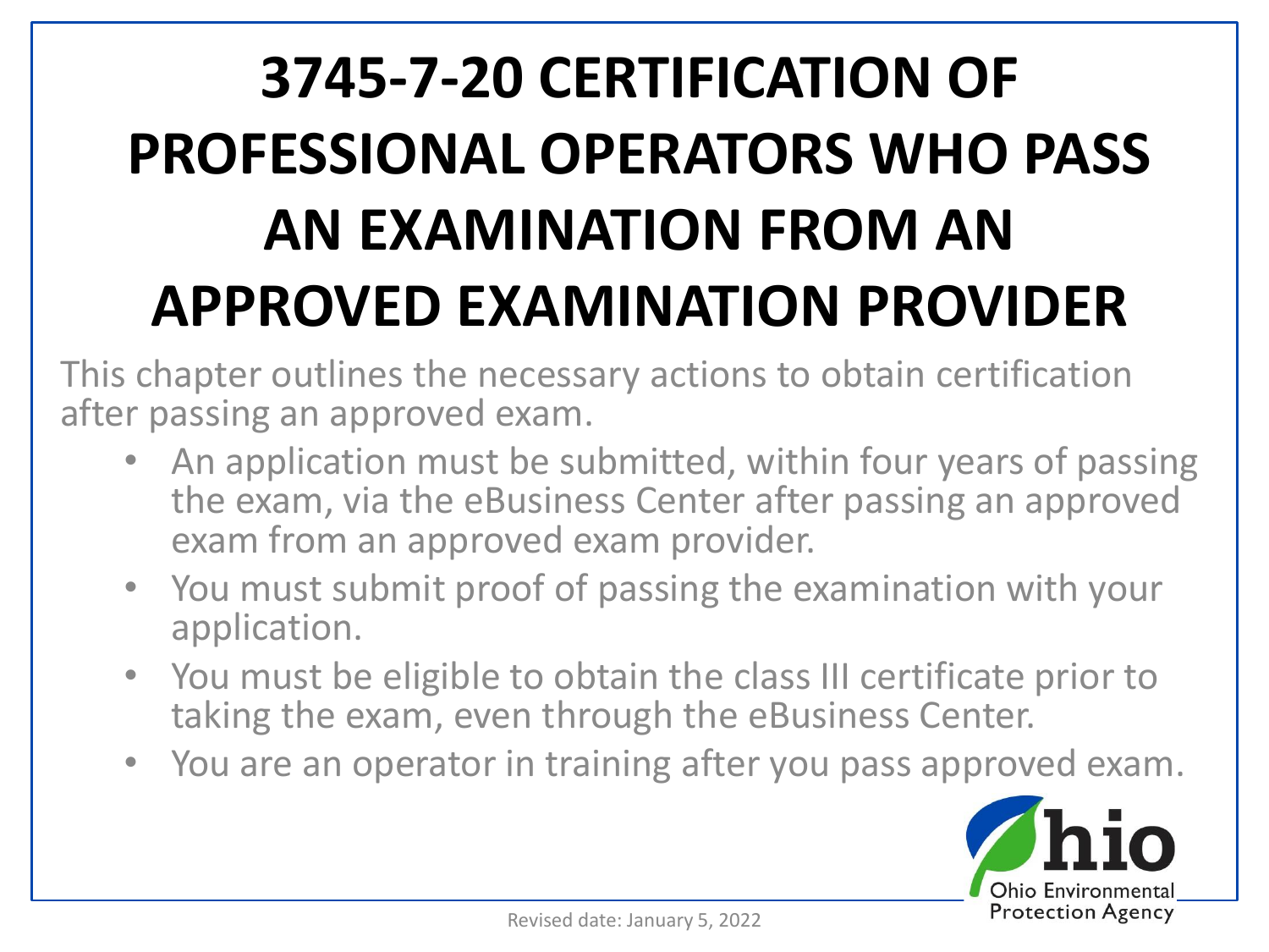# 3745-7-20 CERTIFICATION OF PROFESSIONAL OPERATORS WHO PASS AN EXAMINATION FROM AN APPROVED EXAMINATION PROVIDER

This chapter outlines the necessary actions to obtain certification after passing an approved exam.

- An application must be submitted, within four years of passing the exam, via the eBusiness Center after passing an approved exam from an approved exam provider.
- You must submit proof of passing the examination with your application.
- You must be eligible to obtain the class III certificate prior to taking the exam, even through the eBusiness Center.
- You are an operator in training after you pass approved exam.

Ohio Environmental Protection Agency

Revised date: January 5, 2022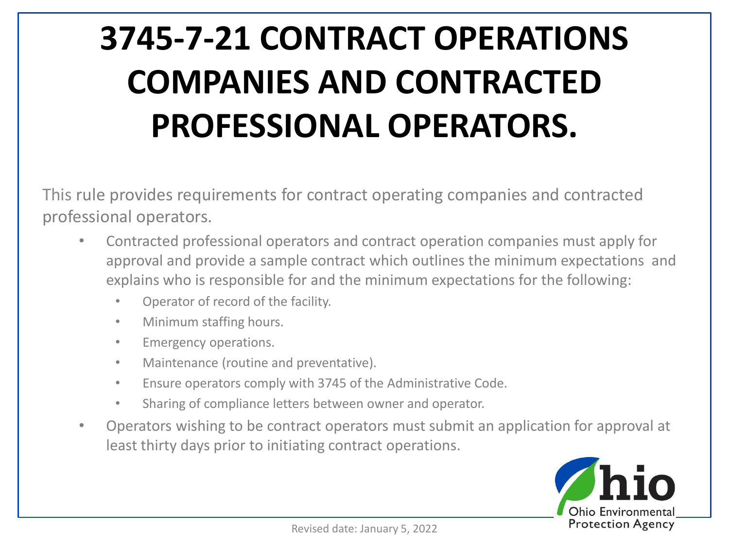# 3745-7-21 CONTRACT OPERATIONS COMPANIES AND CONTRACTED PROFESSIONAL OPERATORS.

This rule provides requirements for contract operating companies and contracted professional operators.

- Contracted professional operators and contract operation companies must apply for approval and provide a sample contract which outlines the minimum expectations and explains who is responsible for and the minimum expectations for the following:
  - Operator of record of the facility.
  - Minimum staffing hours.
  - Emergency operations.
  - Maintenance (routine and preventative).
  - Ensure operators comply with 3745 of the Administrative Code.
  - Sharing of compliance letters between owner and operator.
- Operators wishing to be contract operators must submit an application for approval at least thirty days prior to initiating contract operations.

Ohio Environmental Protection Agency

Revised date: January 5, 2022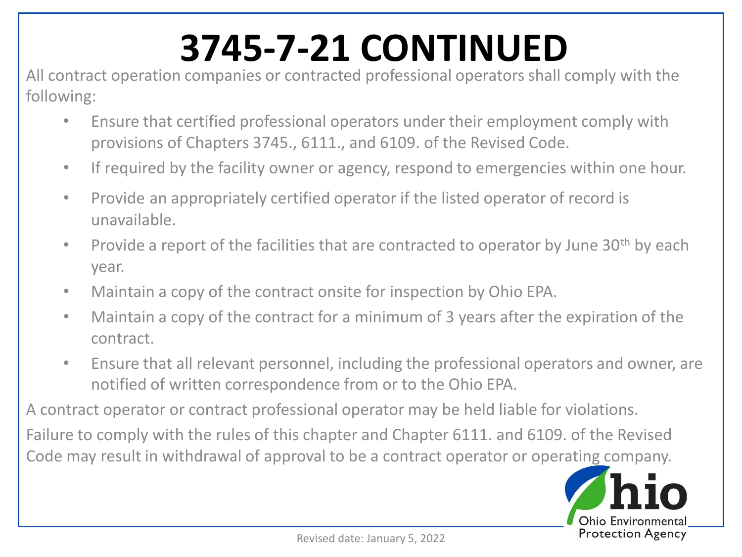# 3745-7-21 CONTINUED

All contract operation companies or contracted professional operators shall comply with the following:

- Ensure that certified professional operators under their employment comply with provisions of Chapters 3745., 6111., and 6109. of the Revised Code.
- If required by the facility owner or agency, respond to emergencies within one hour.
- Provide an appropriately certified operator if the listed operator of record is unavailable.
- Provide a report of the facilities that are contracted to operator by June 30th by each year.
- Maintain a copy of the contract onsite for inspection by Ohio EPA.
- Maintain a copy of the contract for a minimum of 3 years after the expiration of the contract.
- Ensure that all relevant personnel, including the professional operators and owner, are notified of written correspondence from or to the Ohio EPA.

A contract operator or contract professional operator may be held liable for violations.

Failure to comply with the rules of this chapter and Chapter 6111. and 6109. of the Revised Code may result in withdrawal of approval to be a contract operator or operating company.

Ohio Environmental Protection Agency

Revised date: January 5, 2022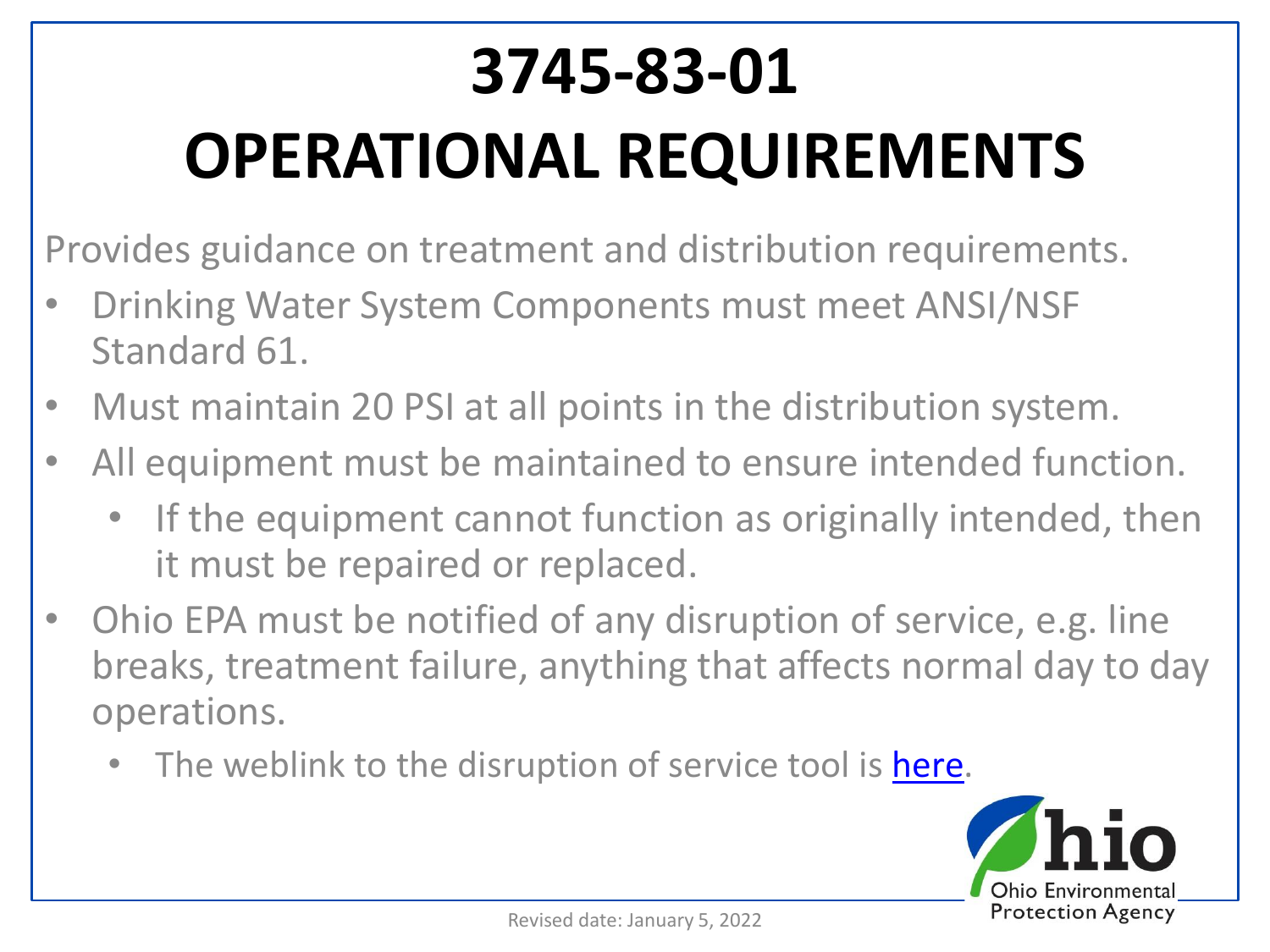# 3745-83-01

# OPERATIONAL REQUIREMENTS

Provides guidance on treatment and distribution requirements.

- Drinking Water System Components must meet ANSI/NSF Standard 61.
- Must maintain 20 PSI at all points in the distribution system.
- All equipment must be maintained to ensure intended function.
  - If the equipment cannot function as originally intended, then it must be repaired or replaced.
- Ohio EPA must be notified of any disruption of service, e.g. line breaks, treatment failure, anything that affects normal day to day operations.
  - The weblink to the disruption of service tool is here.

Revised date: January 5, 2022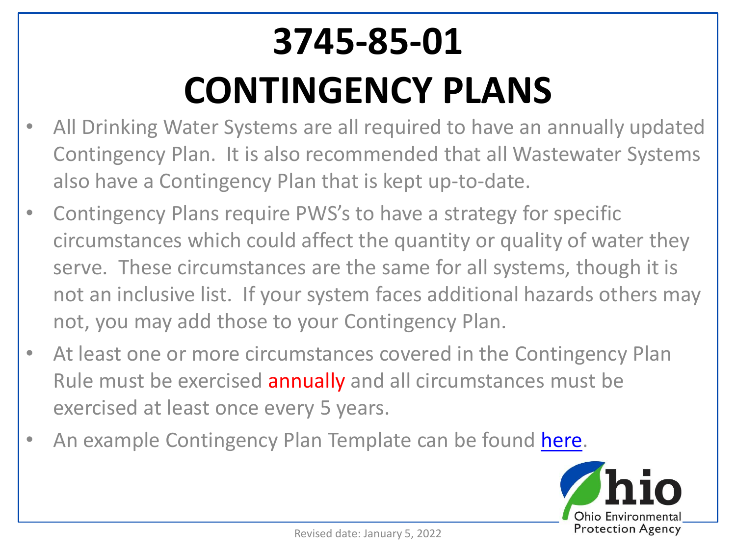# 3745-85-01
# CONTINGENCY PLANS

- All Drinking Water Systems are all required to have an annually updated Contingency Plan. It is also recommended that all Wastewater Systems also have a Contingency Plan that is kept up-to-date.
- Contingency Plans require PWS's to have a strategy for specific circumstances which could affect the quantity or quality of water they serve. These circumstances are the same for all systems, though it is not an inclusive list. If your system faces additional hazards others may not, you may add those to your Contingency Plan.
- At least one or more circumstances covered in the Contingency Plan Rule must be exercised annually and all circumstances must be exercised at least once every 5 years.
- An example Contingency Plan Template can be found here.

Ohio Environmental Protection Agency

Revised date: January 5, 2022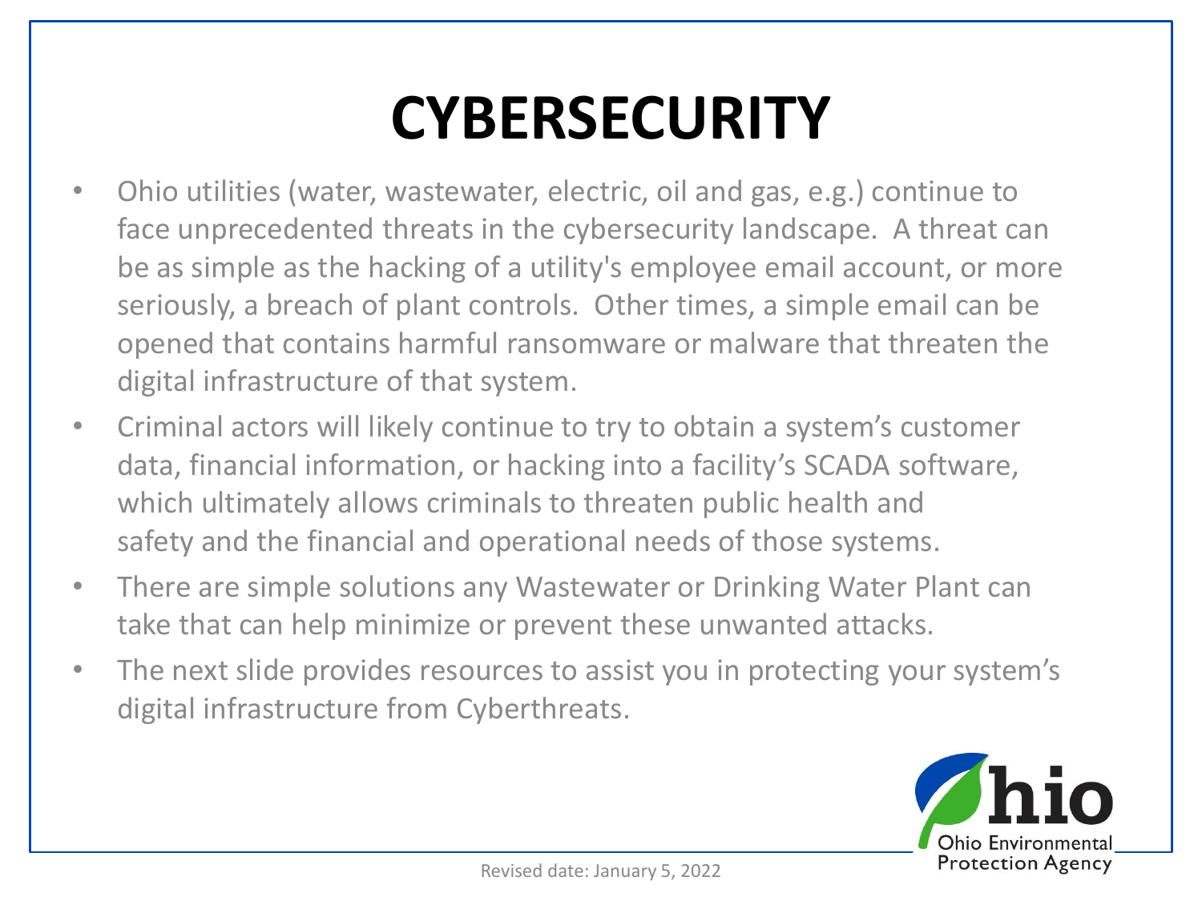# CYBERSECURITY

- Ohio utilities (water, wastewater, electric, oil and gas, e.g.) continue to face unprecedented threats in the cybersecurity landscape.  A threat can be as simple as the hacking of a utility's employee email account, or more seriously, a breach of plant controls.  Other times, a simple email can be opened that contains harmful ransomware or malware that threaten the digital infrastructure of that system.
- Criminal actors will likely continue to try to obtain a system's customer data, financial information, or hacking into a facility's SCADA software, which ultimately allows criminals to threaten public health and safety and the financial and operational needs of those systems.
- There are simple solutions any Wastewater or Drinking Water Plant can take that can help minimize or prevent these unwanted attacks.
- The next slide provides resources to assist you in protecting your system's digital infrastructure from Cyberthreats.

Ohio Environmental Protection Agency

Revised date: January 5, 2022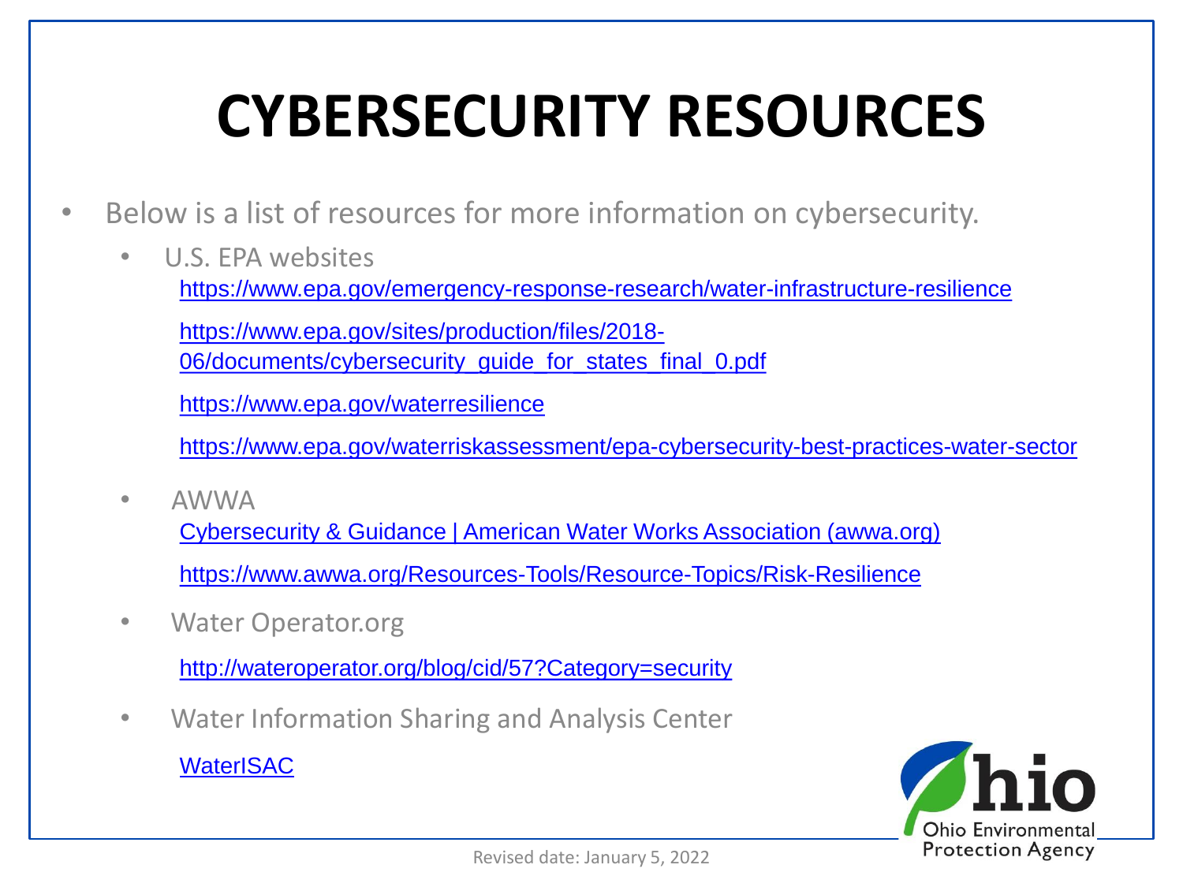# CYBERSECURITY RESOURCES

- Below is a list of resources for more information on cybersecurity.
  - U.S. EPA websites

    https://www.epa.gov/emergency-response-research/water-infrastructure-resilience

    https://www.epa.gov/sites/production/files/2018-06/documents/cybersecurity_guide_for_states_final_0.pdf

    https://www.epa.gov/waterresilience

    https://www.epa.gov/waterriskassessment/epa-cybersecurity-best-practices-water-sector

  - AWWA

    Cybersecurity & Guidance | American Water Works Association (awwa.org)

    https://www.awwa.org/Resources-Tools/Resource-Topics/Risk-Resilience

  - Water Operator.org

    http://wateroperator.org/blog/cid/57?Category=security

  - Water Information Sharing and Analysis Center

    WaterISAC

Revised date: January 5, 2022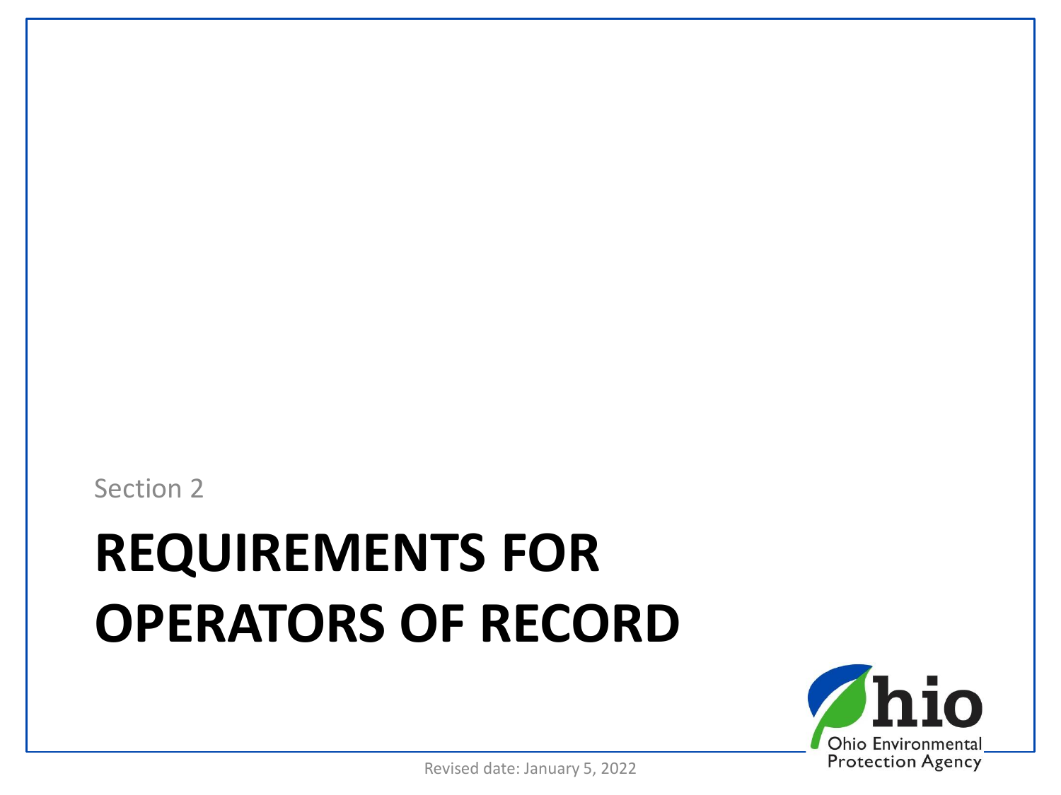Section 2

# REQUIREMENTS FOR OPERATORS OF RECORD

Revised date: January 5, 2022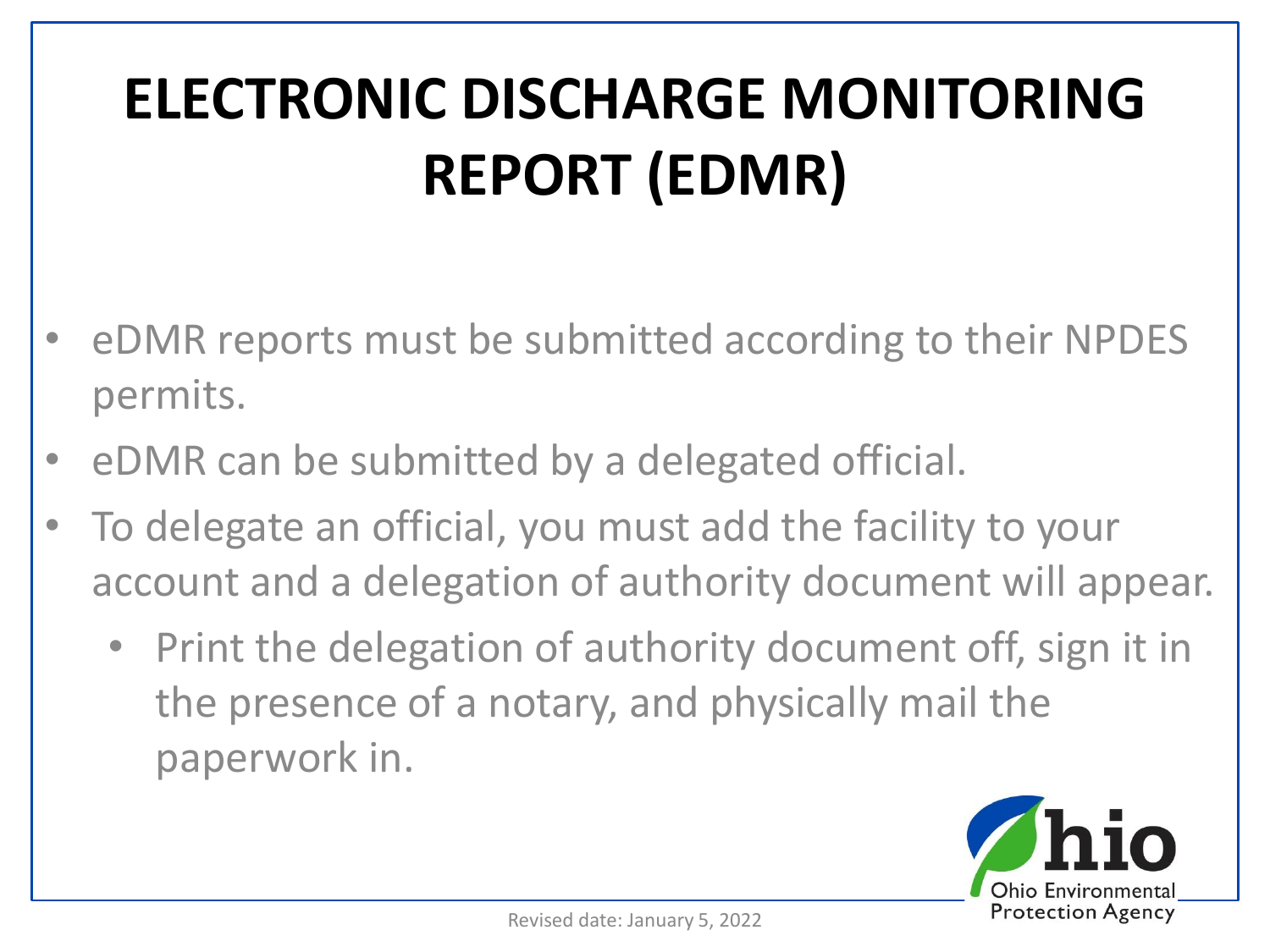# ELECTRONIC DISCHARGE MONITORING REPORT (EDMR)

- eDMR reports must be submitted according to their NPDES permits.
- eDMR can be submitted by a delegated official.
- To delegate an official, you must add the facility to your account and a delegation of authority document will appear.
  - Print the delegation of authority document off, sign it in the presence of a notary, and physically mail the paperwork in.

Revised date: January 5, 2022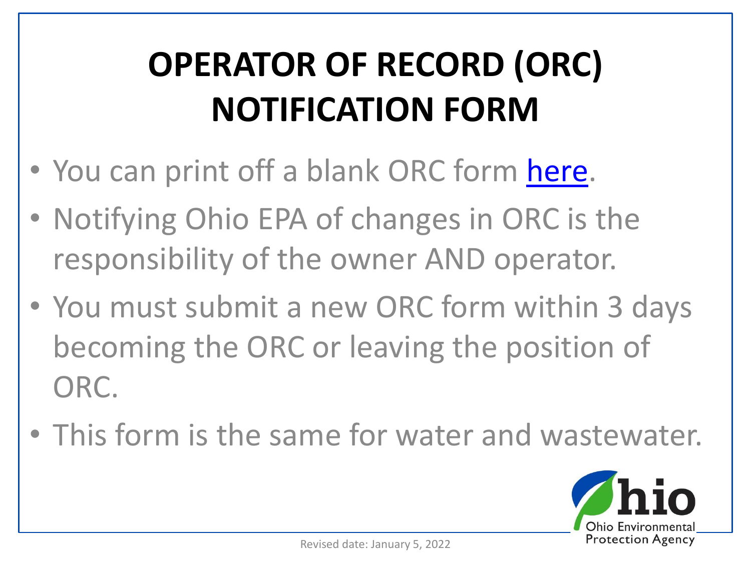# OPERATOR OF RECORD (ORC) NOTIFICATION FORM

- You can print off a blank ORC form here.
- Notifying Ohio EPA of changes in ORC is the responsibility of the owner AND operator.
- You must submit a new ORC form within 3 days becoming the ORC or leaving the position of ORC.
- This form is the same for water and wastewater.

Revised date: January 5, 2022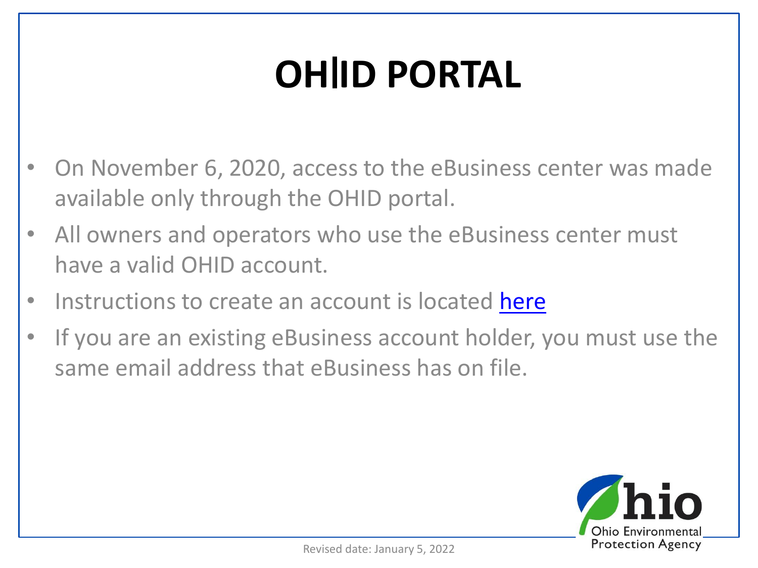# OH|ID PORTAL

- On November 6, 2020, access to the eBusiness center was made available only through the OHID portal.
- All owners and operators who use the eBusiness center must have a valid OHID account.
- Instructions to create an account is located here
- If you are an existing eBusiness account holder, you must use the same email address that eBusiness has on file.

Revised date: January 5, 2022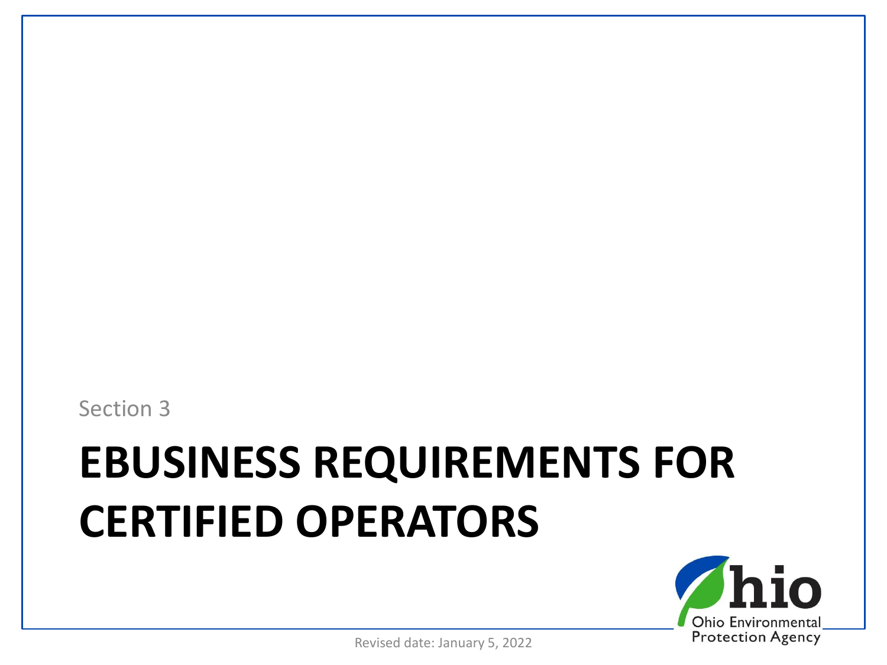Section 3

# EBUSINESS REQUIREMENTS FOR CERTIFIED OPERATORS

Revised date: January 5, 2022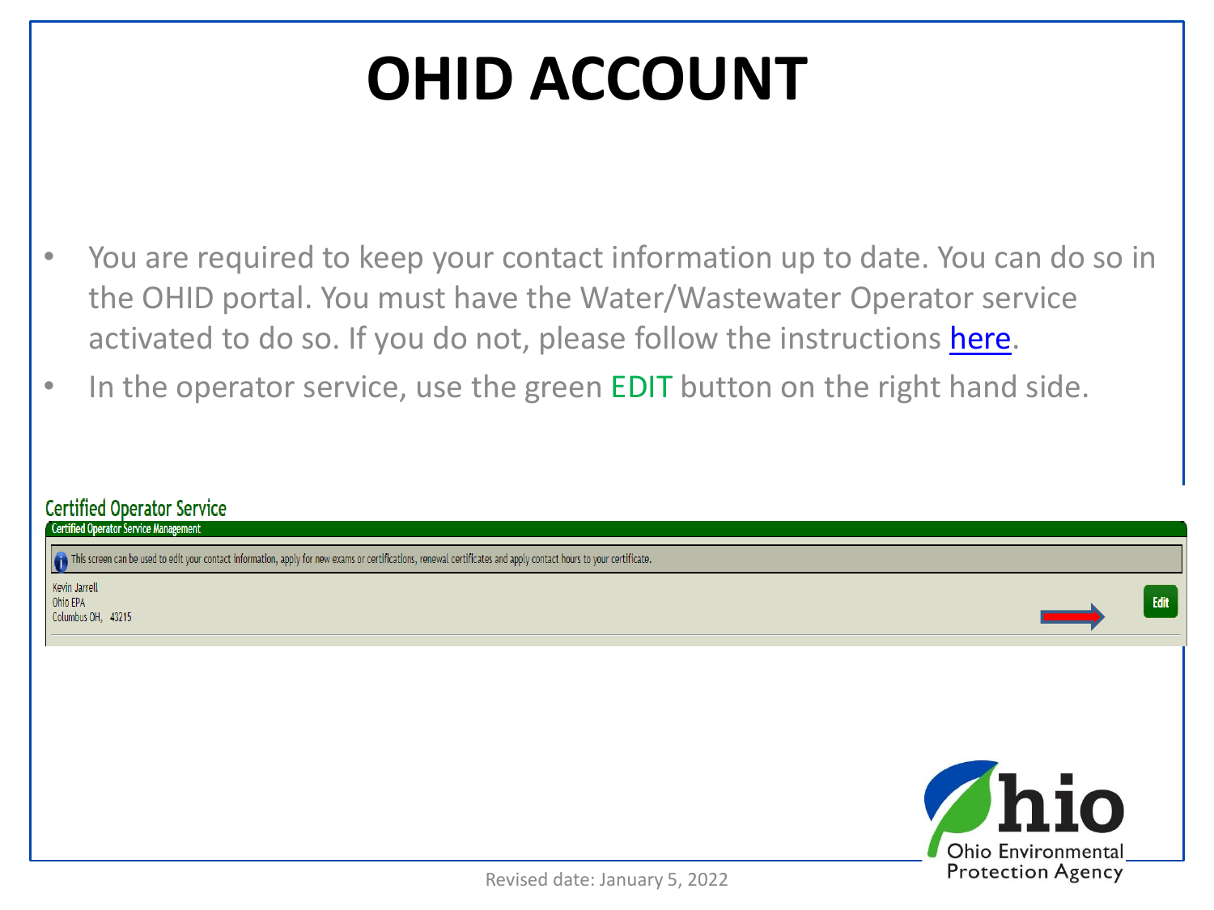# OHID ACCOUNT

- You are required to keep your contact information up to date. You can do so in the OHID portal. You must have the Water/Wastewater Operator service activated to do so. If you do not, please follow the instructions here.
- In the operator service, use the green EDIT button on the right hand side.

Certified Operator Service

Certified Operator Service Management

This screen can be used to edit your contact information, apply for new exams or certifications, renewal certificates and apply contact hours to your certificate.

Kevin Jarrell
Ohio EPA
Columbus OH, 43215

Edit

Revised date: January 5, 2022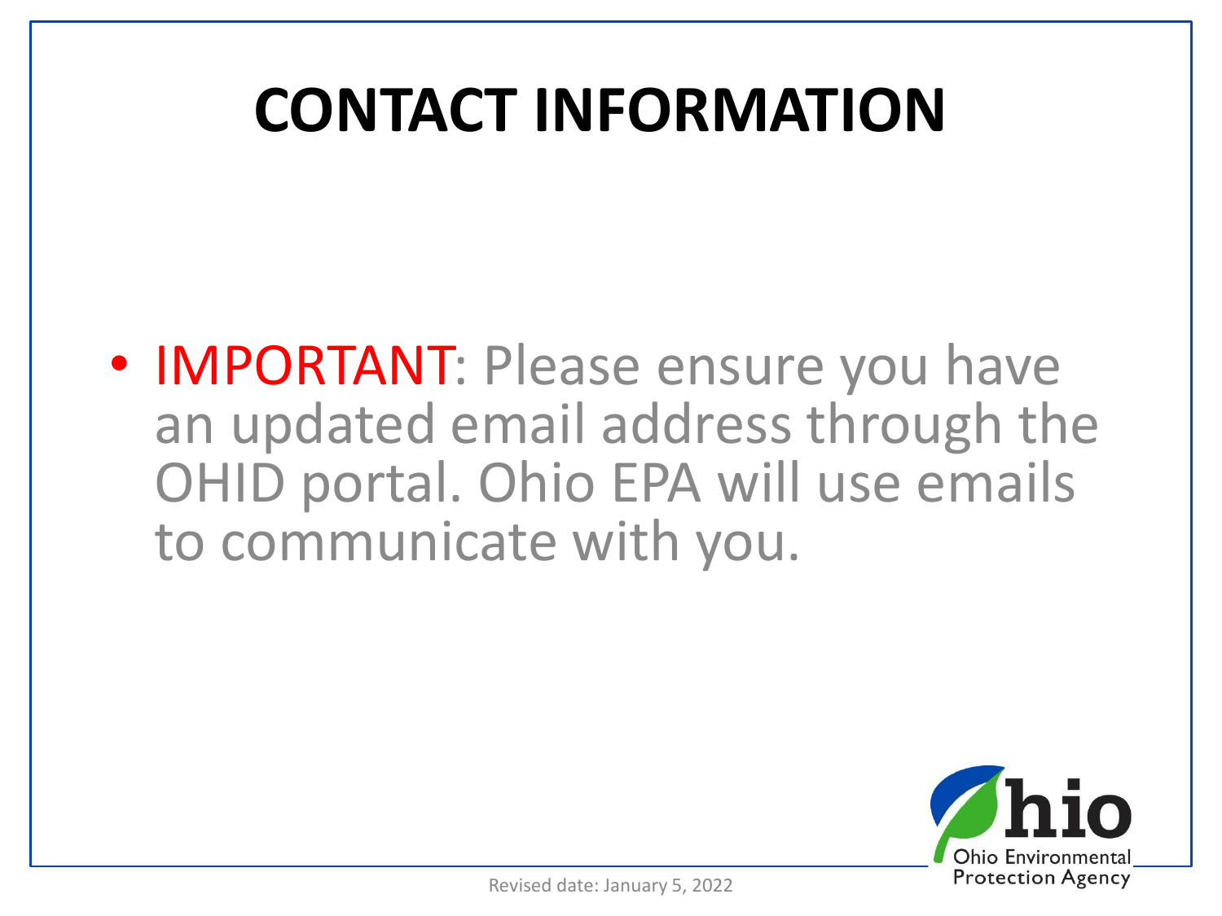# CONTACT INFORMATION

- IMPORTANT: Please ensure you have an updated email address through the OHID portal. Ohio EPA will use emails to communicate with you.

Revised date: January 5, 2022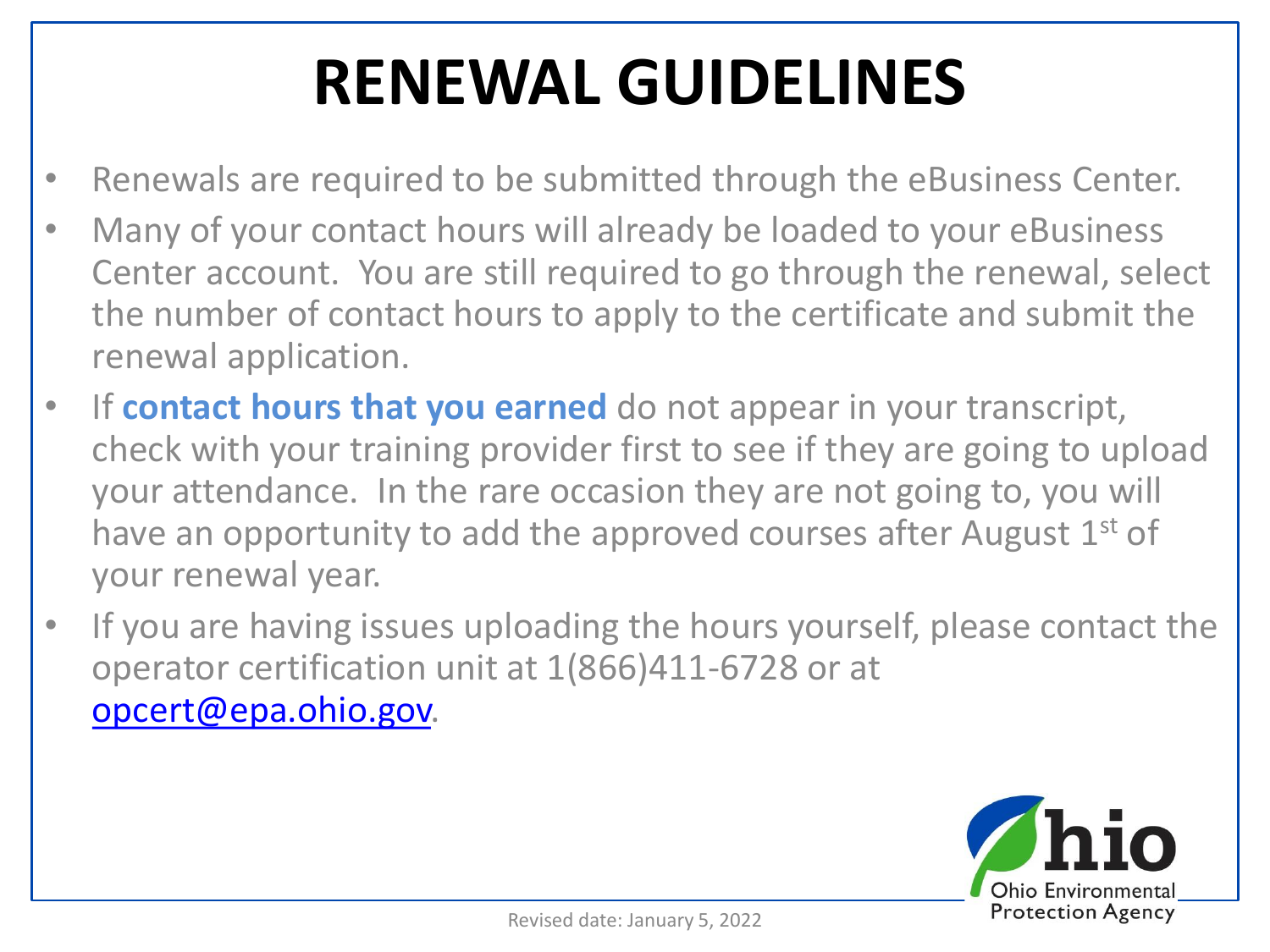# RENEWAL GUIDELINES

- Renewals are required to be submitted through the eBusiness Center.
- Many of your contact hours will already be loaded to your eBusiness Center account. You are still required to go through the renewal, select the number of contact hours to apply to the certificate and submit the renewal application.
- If **contact hours that you earned** do not appear in your transcript, check with your training provider first to see if they are going to upload your attendance. In the rare occasion they are not going to, you will have an opportunity to add the approved courses after August 1st of your renewal year.
- If you are having issues uploading the hours yourself, please contact the operator certification unit at 1(866)411-6728 or at opcert@epa.ohio.gov.

Revised date: January 5, 2022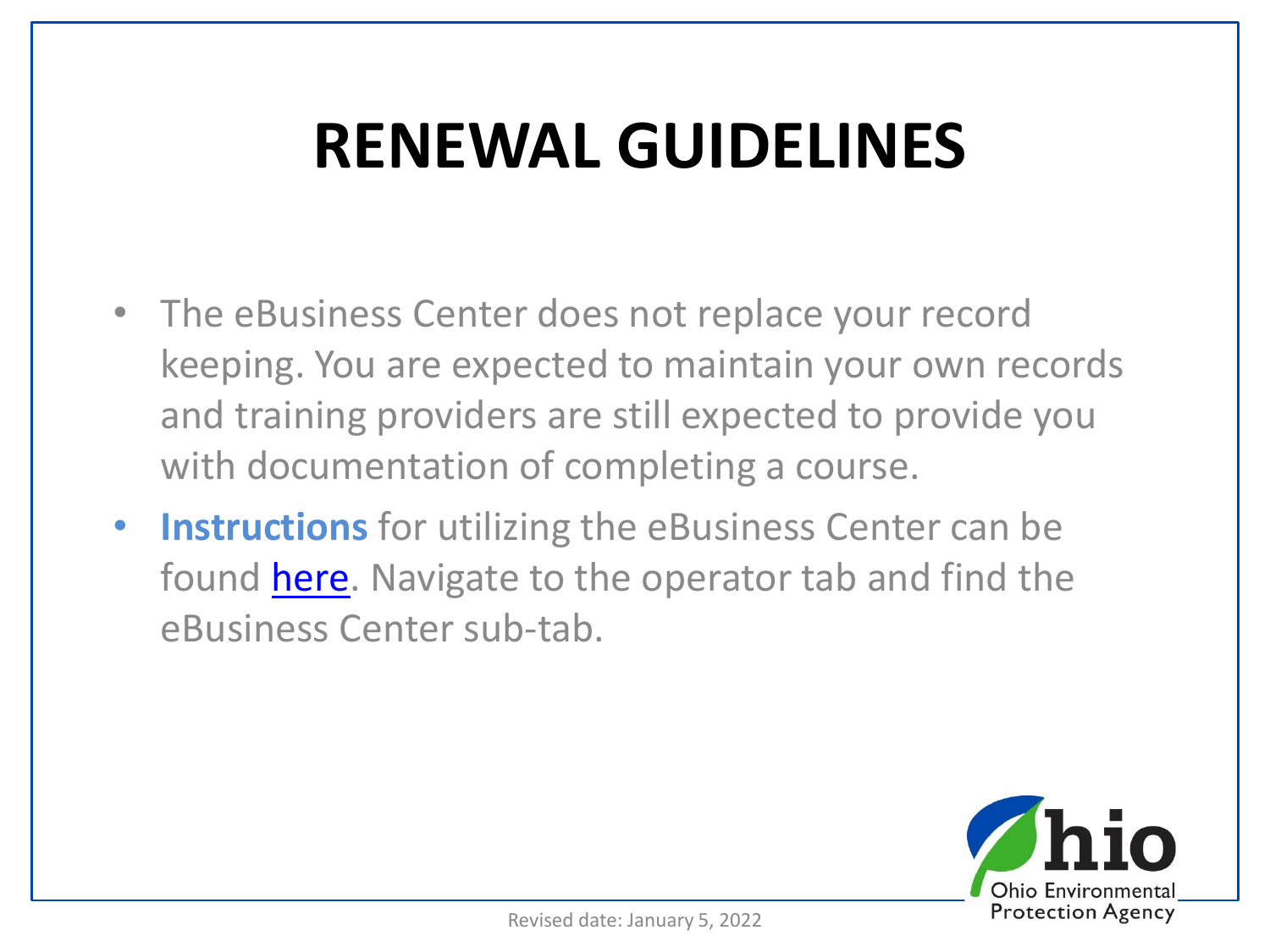# RENEWAL GUIDELINES

- The eBusiness Center does not replace your record keeping. You are expected to maintain your own records and training providers are still expected to provide you with documentation of completing a course.
- **Instructions** for utilizing the eBusiness Center can be found here. Navigate to the operator tab and find the eBusiness Center sub-tab.

Revised date: January 5, 2022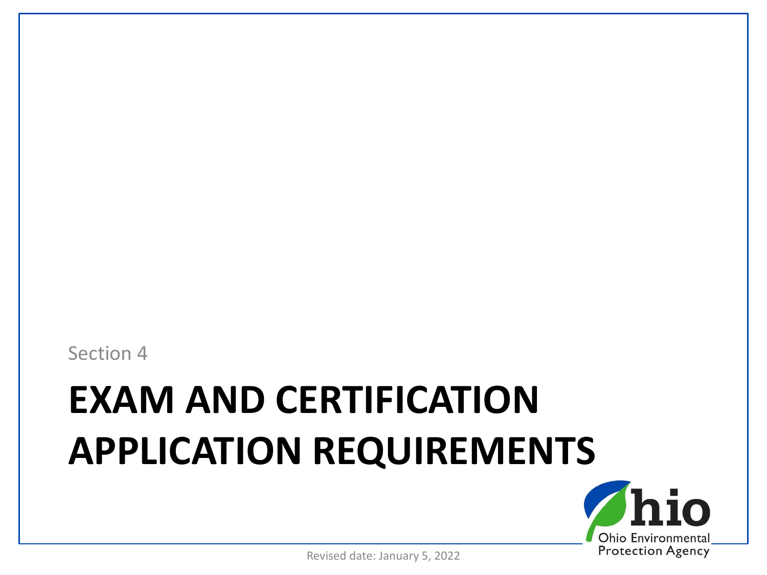Section 4

# EXAM AND CERTIFICATION APPLICATION REQUIREMENTS

Revised date: January 5, 2022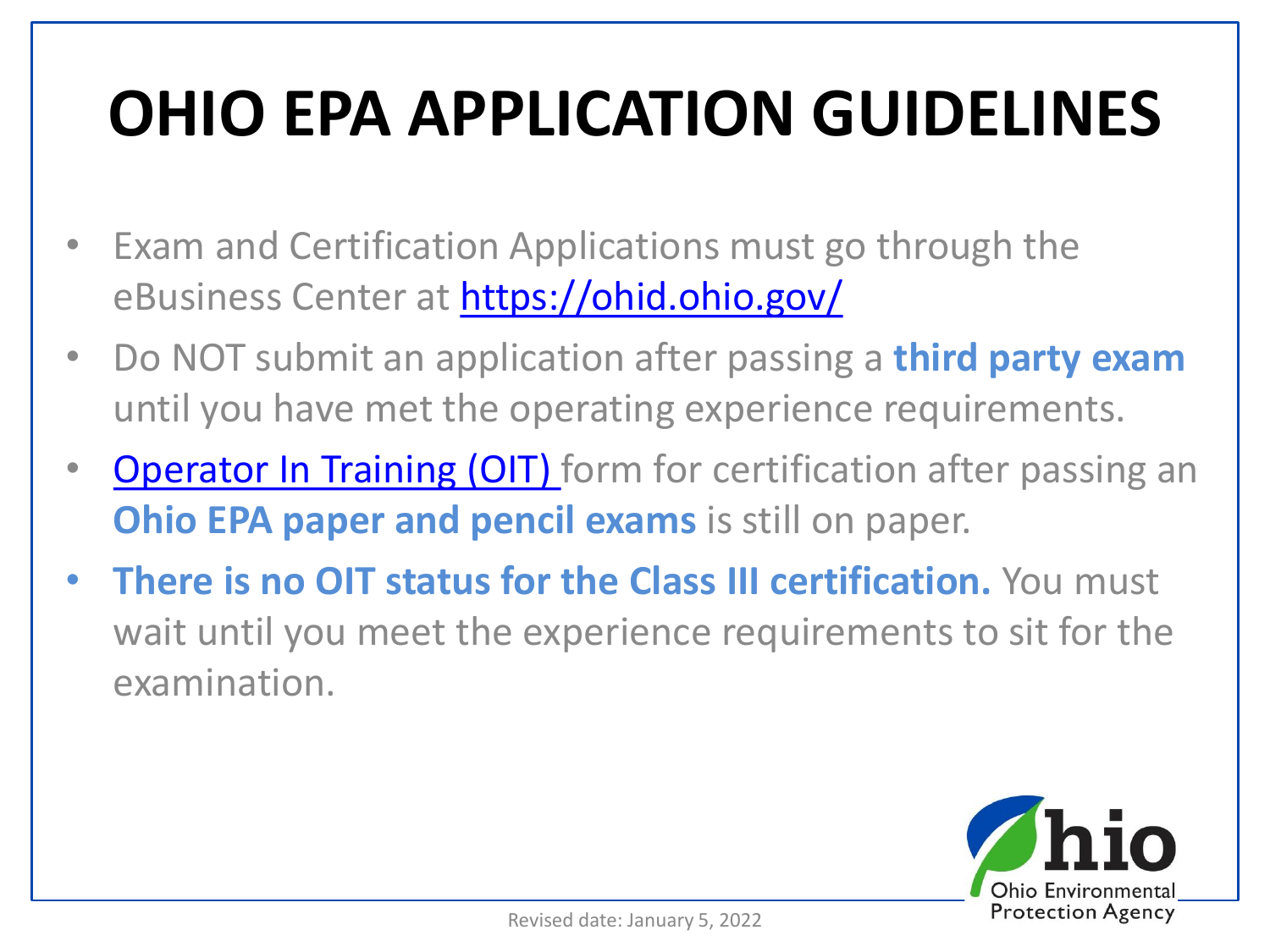# OHIO EPA APPLICATION GUIDELINES

- Exam and Certification Applications must go through the eBusiness Center at https://ohid.ohio.gov/
- Do NOT submit an application after passing a **third party exam** until you have met the operating experience requirements.
- Operator In Training (OIT) form for certification after passing an **Ohio EPA paper and pencil exams** is still on paper.
- **There is no OIT status for the Class III certification.** You must wait until you meet the experience requirements to sit for the examination.

Revised date: January 5, 2022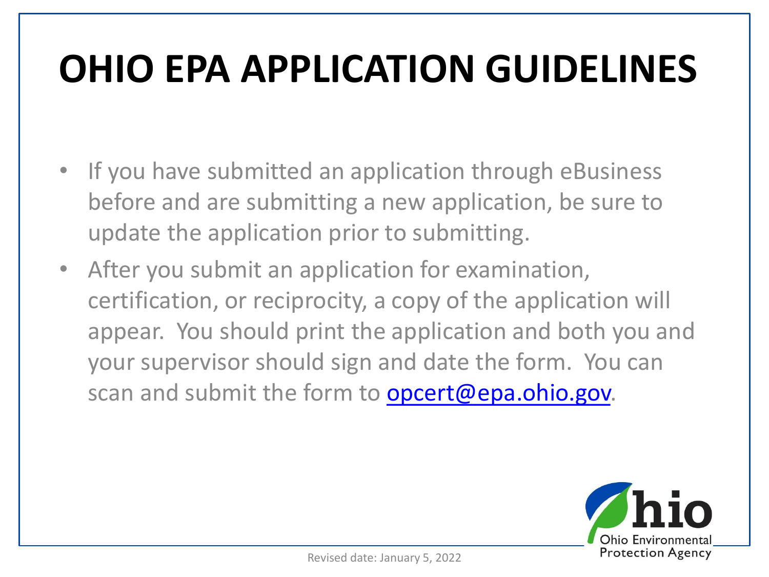# OHIO EPA APPLICATION GUIDELINES

- If you have submitted an application through eBusiness before and are submitting a new application, be sure to update the application prior to submitting.
- After you submit an application for examination, certification, or reciprocity, a copy of the application will appear. You should print the application and both you and your supervisor should sign and date the form. You can scan and submit the form to opcert@epa.ohio.gov.

Revised date: January 5, 2022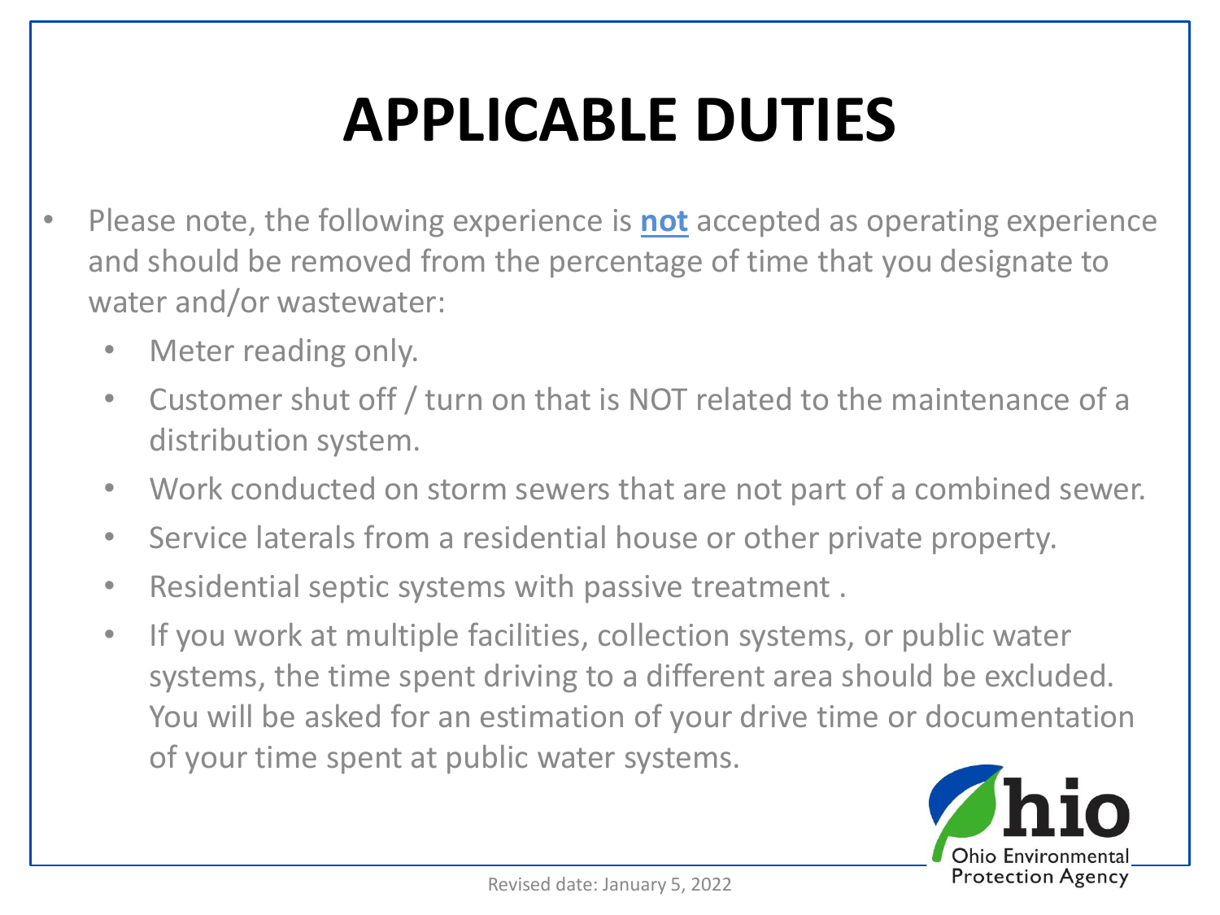# APPLICABLE DUTIES

- Please note, the following experience is **not** accepted as operating experience and should be removed from the percentage of time that you designate to water and/or wastewater:
  - Meter reading only.
  - Customer shut off / turn on that is NOT related to the maintenance of a distribution system.
  - Work conducted on storm sewers that are not part of a combined sewer.
  - Service laterals from a residential house or other private property.
  - Residential septic systems with passive treatment .
  - If you work at multiple facilities, collection systems, or public water systems, the time spent driving to a different area should be excluded. You will be asked for an estimation of your drive time or documentation of your time spent at public water systems.

Revised date: January 5, 2022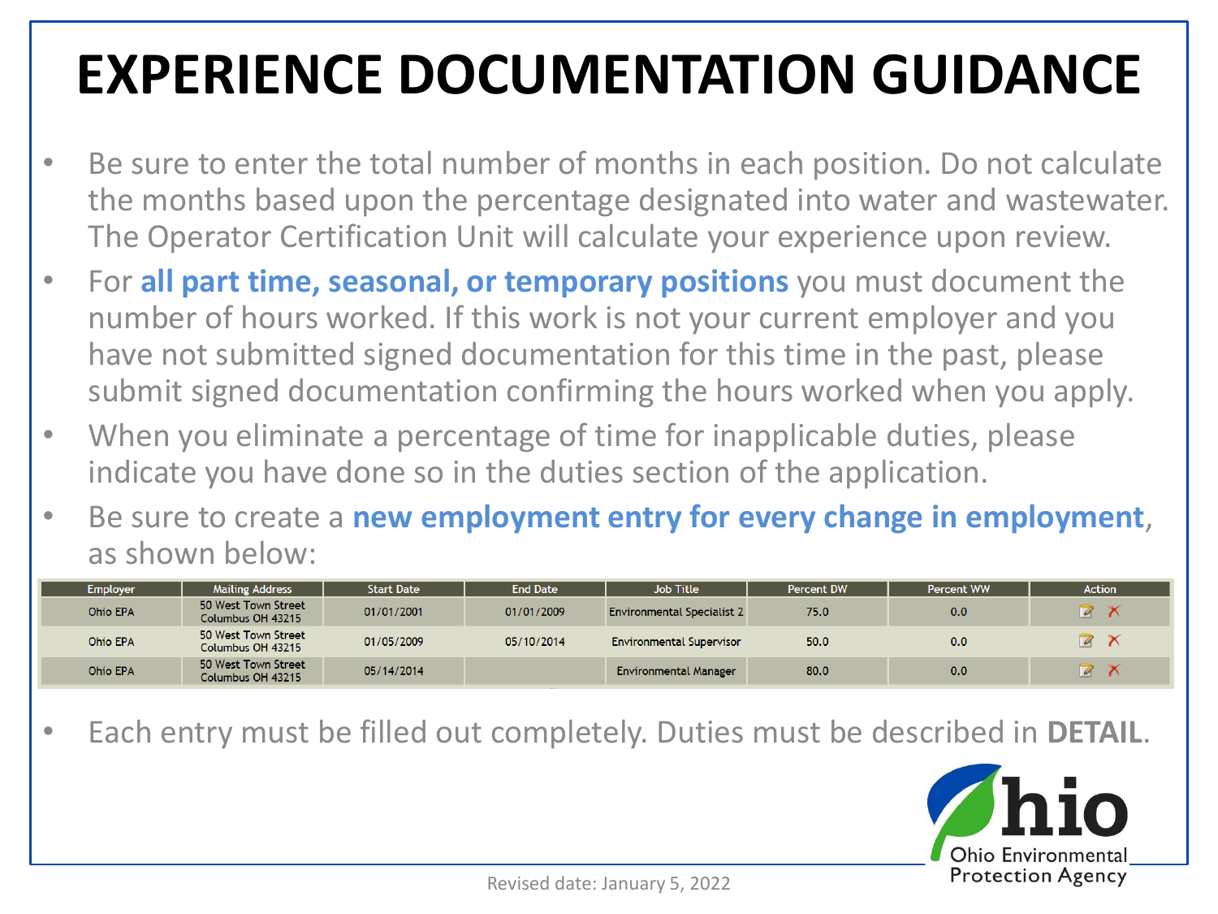# EXPERIENCE DOCUMENTATION GUIDANCE

- Be sure to enter the total number of months in each position. Do not calculate the months based upon the percentage designated into water and wastewater. The Operator Certification Unit will calculate your experience upon review.
- For **all part time, seasonal, or temporary positions** you must document the number of hours worked. If this work is not your current employer and you have not submitted signed documentation for this time in the past, please submit signed documentation confirming the hours worked when you apply.
- When you eliminate a percentage of time for inapplicable duties, please indicate you have done so in the duties section of the application.
- Be sure to create a **new employment entry for every change in employment**, as shown below:

| Employer | Mailing Address | Start Date | End Date | Job Title | Percent DW | Percent WW | Action |
|---|---|---|---|---|---|---|---|
| Ohio EPA | 50 West Town Street Columbus OH 43215 | 01/01/2001 | 01/01/2009 | Environmental Specialist 2 | 75.0 | 0.0 | |
| Ohio EPA | 50 West Town Street Columbus OH 43215 | 01/05/2009 | 05/10/2014 | Environmental Supervisor | 50.0 | 0.0 | |
| Ohio EPA | 50 West Town Street Columbus OH 43215 | 05/14/2014 | | Environmental Manager | 80.0 | 0.0 | |

- Each entry must be filled out completely. Duties must be described in **DETAIL**.

Ohio Environmental Protection Agency

Revised date: January 5, 2022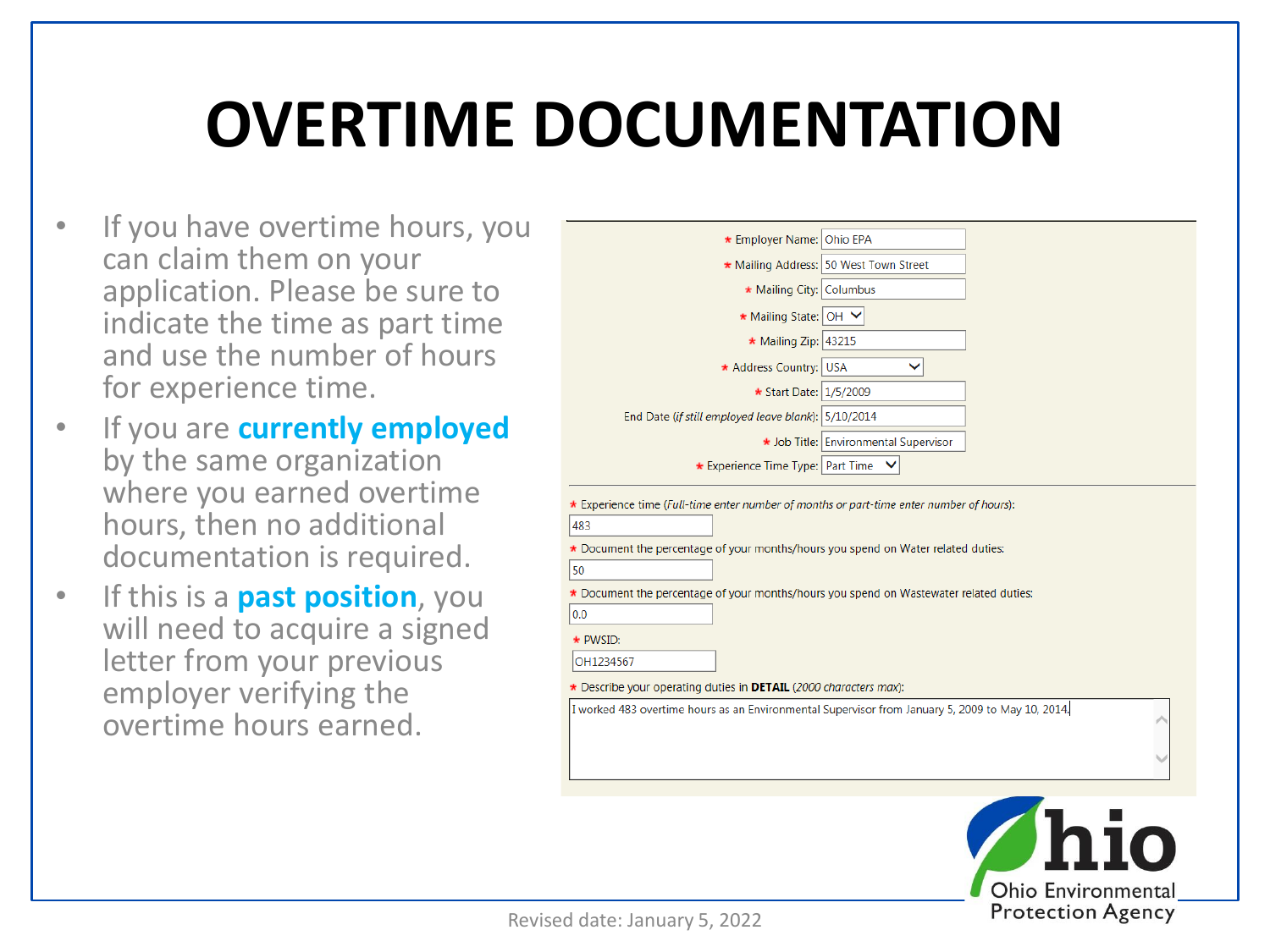# OVERTIME DOCUMENTATION

- If you have overtime hours, you can claim them on your application. Please be sure to indicate the time as part time and use the number of hours for experience time.
- If you are **currently employed** by the same organization where you earned overtime hours, then no additional documentation is required.
- If this is a **past position**, you will need to acquire a signed letter from your previous employer verifying the overtime hours earned.

| Field | Value |
|---|---|
| * Employer Name: | Ohio EPA |
| * Mailing Address: | 50 West Town Street |
| * Mailing City: | Columbus |
| * Mailing State: | OH |
| * Mailing Zip: | 43215 |
| * Address Country: | USA |
| * Start Date: | 1/5/2009 |
| End Date (*if still employed leave blank*): | 5/10/2014 |
| * Job Title: | Environmental Supervisor |
| * Experience Time Type: | Part Time |

* Experience time (*Full-time enter number of months or part-time enter number of hours*): 483

* Document the percentage of your months/hours you spend on Water related duties: 50

* Document the percentage of your months/hours you spend on Wastewater related duties: 0.0

* PWSID: OH1234567

* Describe your operating duties in **DETAIL** (*2000 characters max*):

I worked 483 overtime hours as an Environmental Supervisor from January 5, 2009 to May 10, 2014.

Ohio Environmental Protection Agency

Revised date: January 5, 2022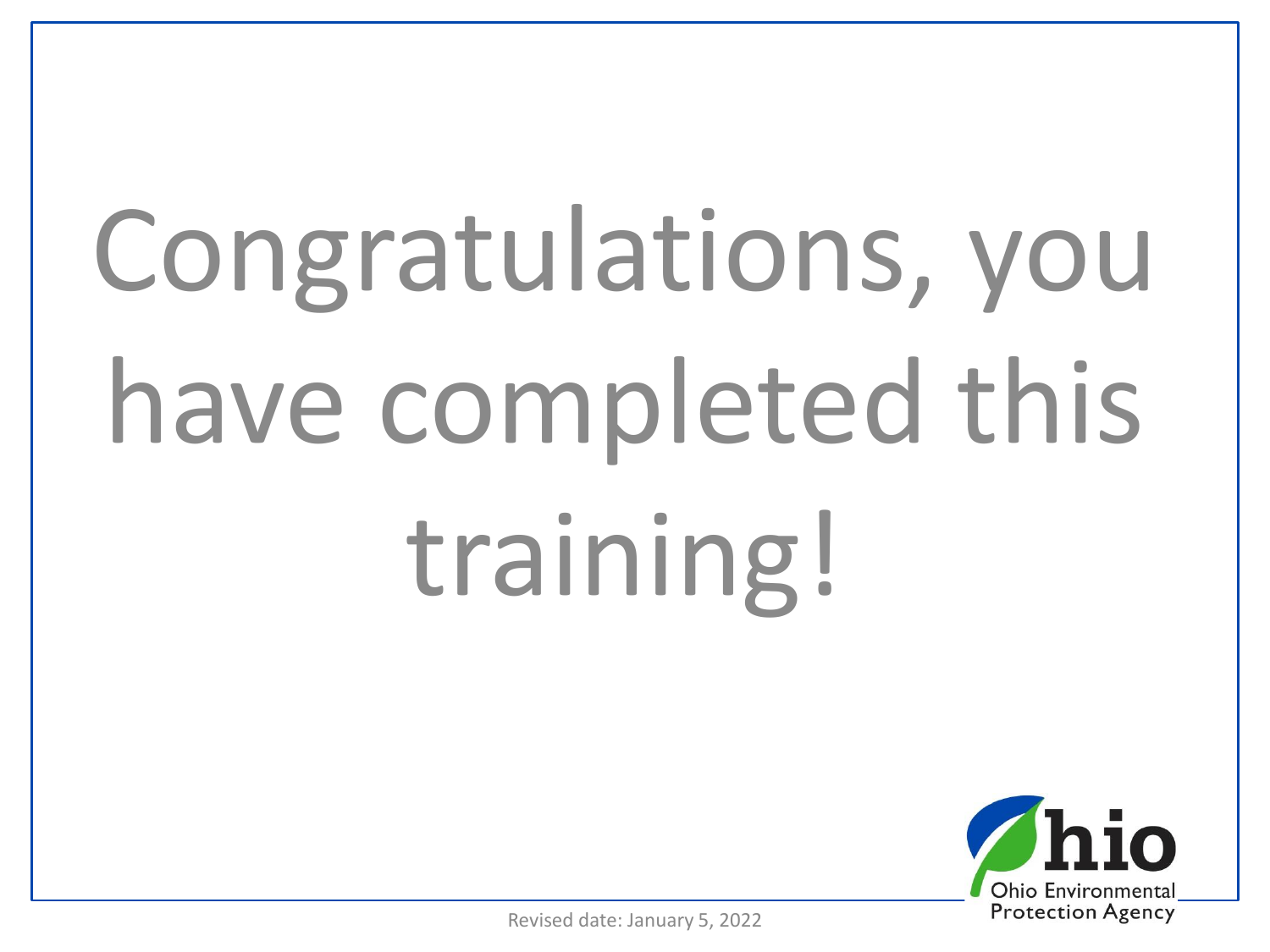# Congratulations, you have completed this training!

Ohio Environmental Protection Agency

Revised date: January 5, 2022